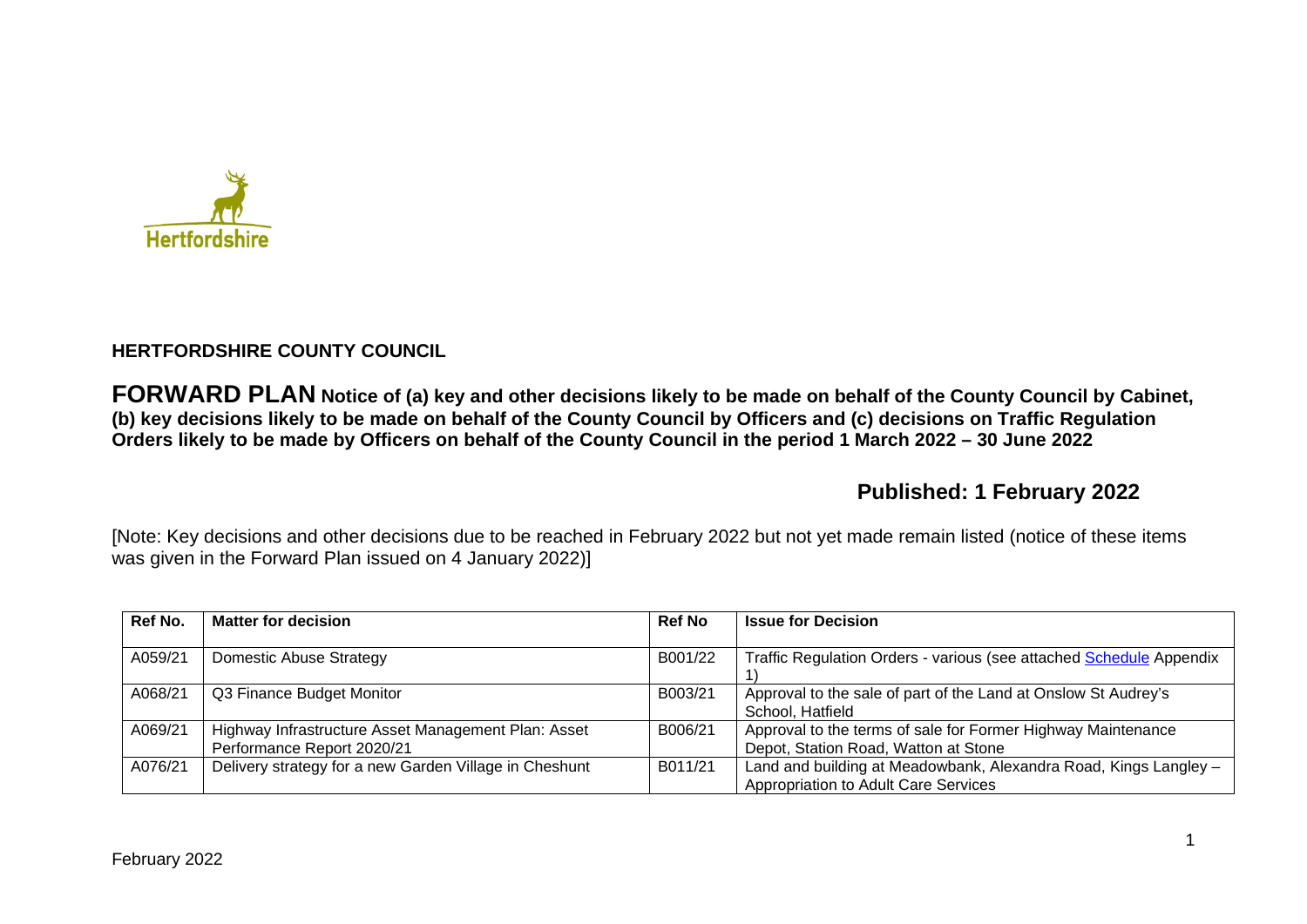## HERTFORDSHIRE COUNTY COUNCIL

**FORWARD PLAN Notice of (a) key and other decisions likely to be made on behalf of the County Council by Cabinet, (b) key decisions likely to be made on behalf of the County Council by Officers and (c) decisions on Traffic Regulation Orders likely to be made by Officers on behalf of the County Council in the period 1 March 2022 – 30 June 2022**

**Published: 1 February 2022**

[Note: Key decisions and other decisions due to be reached in February 2022 but not yet made remain listed (notice of these items was given in the Forward Plan issued on 4 January 2022)]

| Ref No. | Matter for decision | Ref No | Issue for Decision |
|---|---|---|---|
| A059/21 | Domestic Abuse Strategy | B001/22 | Traffic Regulation Orders - various (see attached Schedule Appendix 1) |
| A068/21 | Q3 Finance Budget Monitor | B003/21 | Approval to the sale of part of the Land at Onslow St Audrey's School, Hatfield |
| A069/21 | Highway Infrastructure Asset Management Plan: Asset Performance Report 2020/21 | B006/21 | Approval to the terms of sale for Former Highway Maintenance Depot, Station Road, Watton at Stone |
| A076/21 | Delivery strategy for a new Garden Village in Cheshunt | B011/21 | Land and building at Meadowbank, Alexandra Road, Kings Langley – Appropriation to Adult Care Services |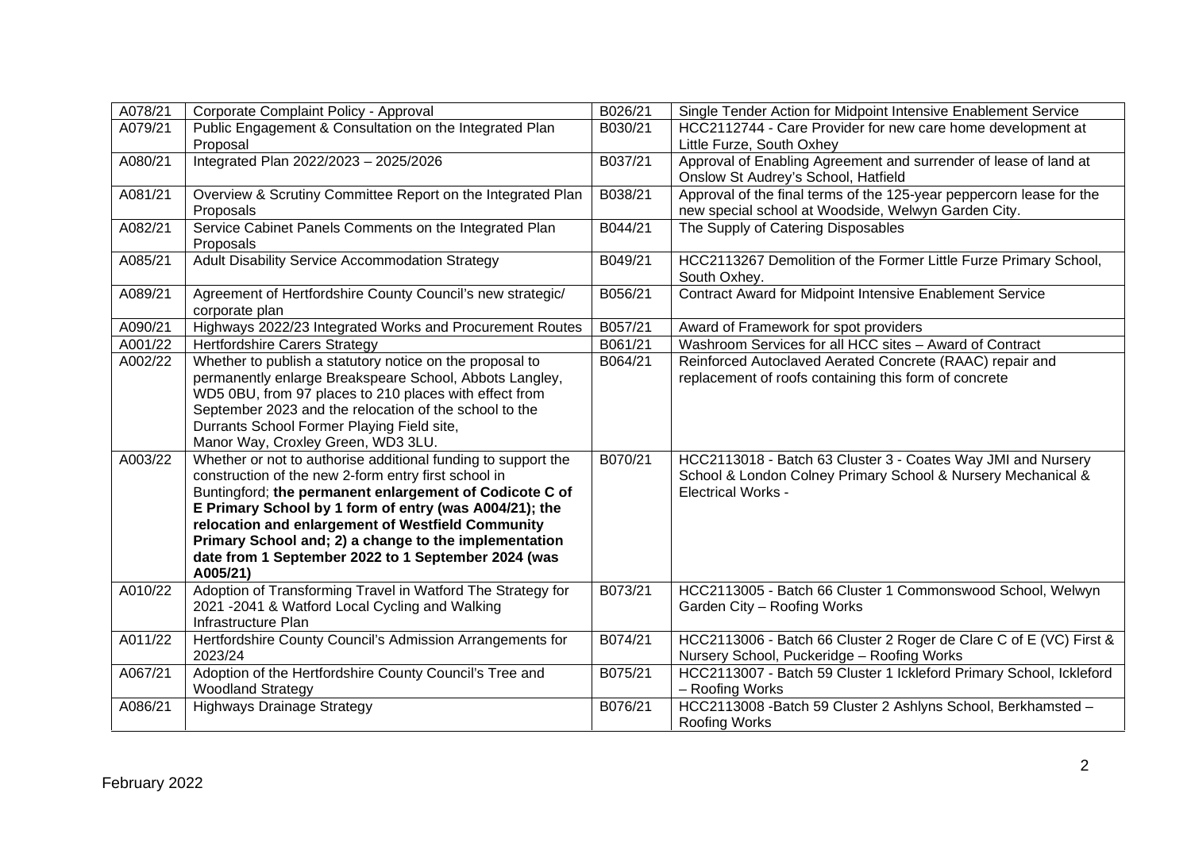| | | | |
|---|---|---|---|
| A078/21 | Corporate Complaint Policy - Approval | B026/21 | Single Tender Action for Midpoint Intensive Enablement Service |
| A079/21 | Public Engagement & Consultation on the Integrated Plan Proposal | B030/21 | HCC2112744 - Care Provider for new care home development at Little Furze, South Oxhey |
| A080/21 | Integrated Plan 2022/2023 – 2025/2026 | B037/21 | Approval of Enabling Agreement and surrender of lease of land at Onslow St Audrey's School, Hatfield |
| A081/21 | Overview & Scrutiny Committee Report on the Integrated Plan Proposals | B038/21 | Approval of the final terms of the 125-year peppercorn lease for the new special school at Woodside, Welwyn Garden City. |
| A082/21 | Service Cabinet Panels Comments on the Integrated Plan Proposals | B044/21 | The Supply of Catering Disposables |
| A085/21 | Adult Disability Service Accommodation Strategy | B049/21 | HCC2113267 Demolition of the Former Little Furze Primary School, South Oxhey. |
| A089/21 | Agreement of Hertfordshire County Council's new strategic/ corporate plan | B056/21 | Contract Award for Midpoint Intensive Enablement Service |
| A090/21 | Highways 2022/23 Integrated Works and Procurement Routes | B057/21 | Award of Framework for spot providers |
| A001/22 | Hertfordshire Carers Strategy | B061/21 | Washroom Services for all HCC sites – Award of Contract |
| A002/22 | Whether to publish a statutory notice on the proposal to permanently enlarge Breakspeare School, Abbots Langley, WD5 0BU, from 97 places to 210 places with effect from September 2023 and the relocation of the school to the Durrants School Former Playing Field site, Manor Way, Croxley Green, WD3 3LU. | B064/21 | Reinforced Autoclaved Aerated Concrete (RAAC) repair and replacement of roofs containing this form of concrete |
| A003/22 | Whether or not to authorise additional funding to support the construction of the new 2-form entry first school in Buntingford; **the permanent enlargement of Codicote C of E Primary School by 1 form of entry (was A004/21); the relocation and enlargement of Westfield Community Primary School and; 2) a change to the implementation date from 1 September 2022 to 1 September 2024 (was A005/21)** | B070/21 | HCC2113018 - Batch 63 Cluster 3 - Coates Way JMI and Nursery School & London Colney Primary School & Nursery Mechanical & Electrical Works - |
| A010/22 | Adoption of Transforming Travel in Watford The Strategy for 2021 -2041 & Watford Local Cycling and Walking Infrastructure Plan | B073/21 | HCC2113005 - Batch 66 Cluster 1 Commonswood School, Welwyn Garden City – Roofing Works |
| A011/22 | Hertfordshire County Council's Admission Arrangements for 2023/24 | B074/21 | HCC2113006 - Batch 66 Cluster 2 Roger de Clare C of E (VC) First & Nursery School, Puckeridge – Roofing Works |
| A067/21 | Adoption of the Hertfordshire County Council's Tree and Woodland Strategy | B075/21 | HCC2113007 - Batch 59 Cluster 1 Ickleford Primary School, Ickleford – Roofing Works |
| A086/21 | Highways Drainage Strategy | B076/21 | HCC2113008 -Batch 59 Cluster 2 Ashlyns School, Berkhamsted – Roofing Works |

February 2022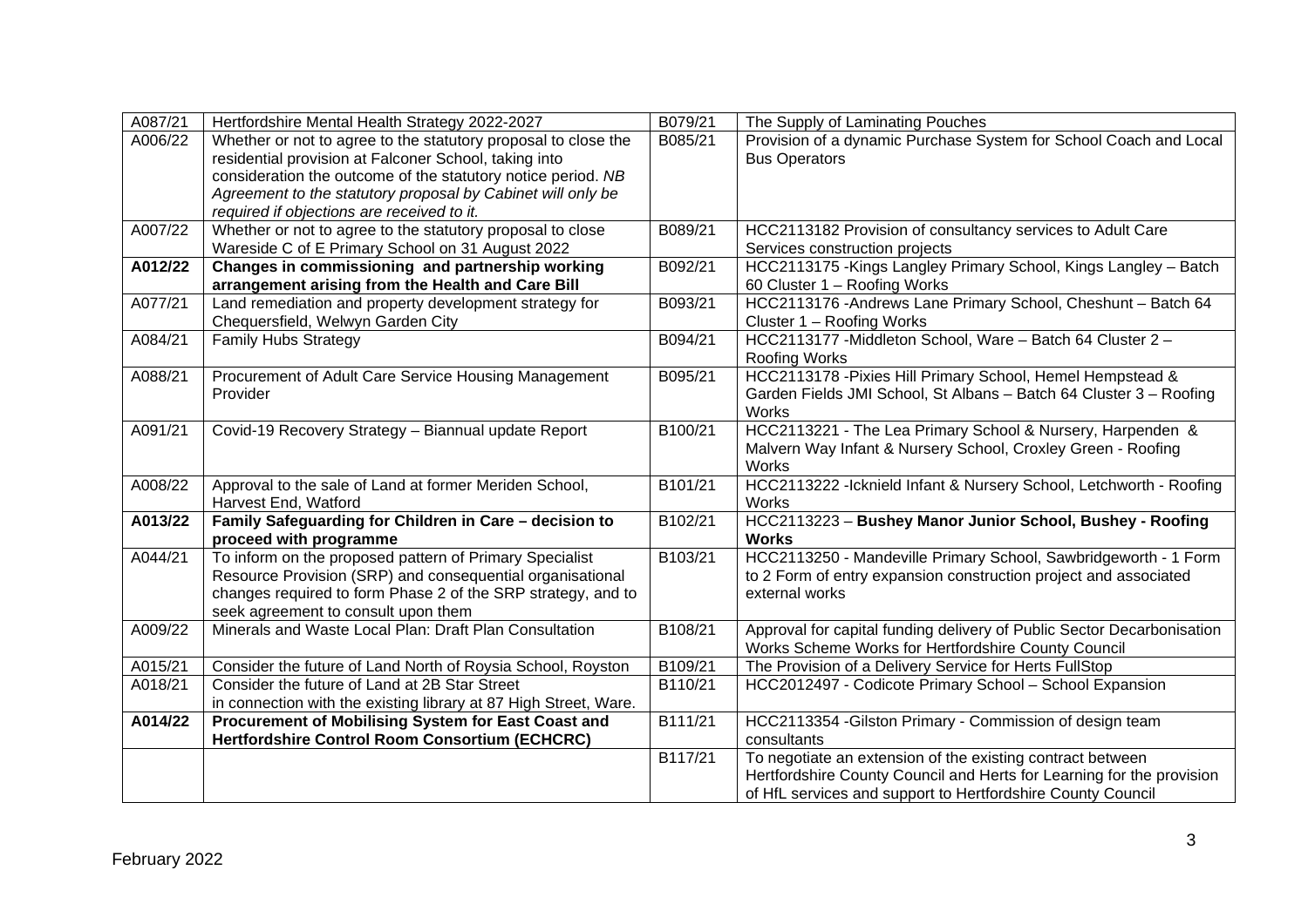| | | | |
|---|---|---|---|
| A087/21 | Hertfordshire Mental Health Strategy 2022-2027 | B079/21 | The Supply of Laminating Pouches |
| A006/22 | Whether or not to agree to the statutory proposal to close the residential provision at Falconer School, taking into consideration the outcome of the statutory notice period. *NB Agreement to the statutory proposal by Cabinet will only be required if objections are received to it.* | B085/21 | Provision of a dynamic Purchase System for School Coach and Local Bus Operators |
| A007/22 | Whether or not to agree to the statutory proposal to close Wareside C of E Primary School on 31 August 2022 | B089/21 | HCC2113182 Provision of consultancy services to Adult Care Services construction projects |
| **A012/22** | **Changes in commissioning and partnership working arrangement arising from the Health and Care Bill** | B092/21 | HCC2113175 -Kings Langley Primary School, Kings Langley – Batch 60 Cluster 1 – Roofing Works |
| A077/21 | Land remediation and property development strategy for Chequersfield, Welwyn Garden City | B093/21 | HCC2113176 -Andrews Lane Primary School, Cheshunt – Batch 64 Cluster 1 – Roofing Works |
| A084/21 | Family Hubs Strategy | B094/21 | HCC2113177 -Middleton School, Ware – Batch 64 Cluster 2 – Roofing Works |
| A088/21 | Procurement of Adult Care Service Housing Management Provider | B095/21 | HCC2113178 -Pixies Hill Primary School, Hemel Hempstead & Garden Fields JMI School, St Albans – Batch 64 Cluster 3 – Roofing Works |
| A091/21 | Covid-19 Recovery Strategy – Biannual update Report | B100/21 | HCC2113221 - The Lea Primary School & Nursery, Harpenden & Malvern Way Infant & Nursery School, Croxley Green - Roofing Works |
| A008/22 | Approval to the sale of Land at former Meriden School, Harvest End, Watford | B101/21 | HCC2113222 -Icknield Infant & Nursery School, Letchworth - Roofing Works |
| **A013/22** | **Family Safeguarding for Children in Care – decision to proceed with programme** | B102/21 | HCC2113223 – **Bushey Manor Junior School, Bushey - Roofing Works** |
| A044/21 | To inform on the proposed pattern of Primary Specialist Resource Provision (SRP) and consequential organisational changes required to form Phase 2 of the SRP strategy, and to seek agreement to consult upon them | B103/21 | HCC2113250 - Mandeville Primary School, Sawbridgeworth - 1 Form to 2 Form of entry expansion construction project and associated external works |
| A009/22 | Minerals and Waste Local Plan: Draft Plan Consultation | B108/21 | Approval for capital funding delivery of Public Sector Decarbonisation Works Scheme Works for Hertfordshire County Council |
| A015/21 | Consider the future of Land North of Roysia School, Royston | B109/21 | The Provision of a Delivery Service for Herts FullStop |
| A018/21 | Consider the future of Land at 2B Star Street in connection with the existing library at 87 High Street, Ware. | B110/21 | HCC2012497 - Codicote Primary School – School Expansion |
| **A014/22** | **Procurement of Mobilising System for East Coast and Hertfordshire Control Room Consortium (ECHCRC)** | B111/21 | HCC2113354 -Gilston Primary - Commission of design team consultants |
| | | B117/21 | To negotiate an extension of the existing contract between Hertfordshire County Council and Herts for Learning for the provision of HfL services and support to Hertfordshire County Council |

February 2022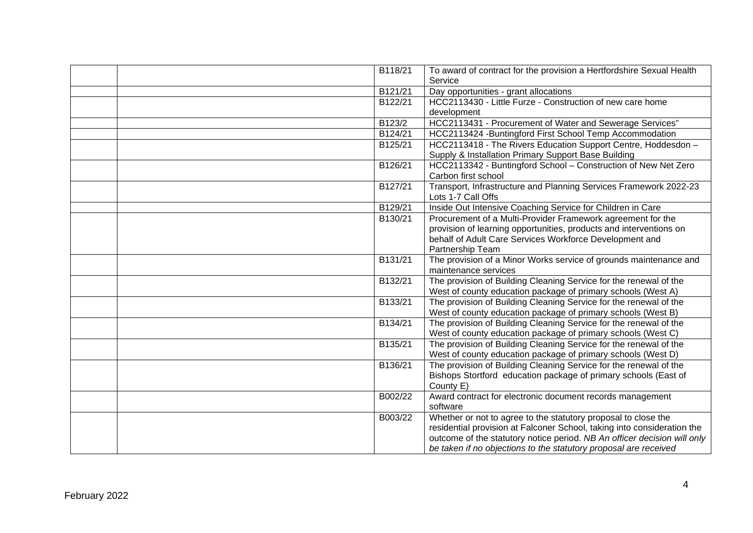| | | | |
|---|---|---|---|
| | | B118/21 | To award of contract for the provision a Hertfordshire Sexual Health Service |
| | | B121/21 | Day opportunities - grant allocations |
| | | B122/21 | HCC2113430 - Little Furze - Construction of new care home development |
| | | B123/2 | HCC2113431 - Procurement of Water and Sewerage Services" |
| | | B124/21 | HCC2113424 -Buntingford First School Temp Accommodation |
| | | B125/21 | HCC2113418 - The Rivers Education Support Centre, Hoddesdon – Supply & Installation Primary Support Base Building |
| | | B126/21 | HCC2113342 - Buntingford School – Construction of New Net Zero Carbon first school |
| | | B127/21 | Transport, Infrastructure and Planning Services Framework 2022-23 Lots 1-7 Call Offs |
| | | B129/21 | Inside Out Intensive Coaching Service for Children in Care |
| | | B130/21 | Procurement of a Multi-Provider Framework agreement for the provision of learning opportunities, products and interventions on behalf of Adult Care Services Workforce Development and Partnership Team |
| | | B131/21 | The provision of a Minor Works service of grounds maintenance and maintenance services |
| | | B132/21 | The provision of Building Cleaning Service for the renewal of the West of county education package of primary schools (West A) |
| | | B133/21 | The provision of Building Cleaning Service for the renewal of the West of county education package of primary schools (West B) |
| | | B134/21 | The provision of Building Cleaning Service for the renewal of the West of county education package of primary schools (West C) |
| | | B135/21 | The provision of Building Cleaning Service for the renewal of the West of county education package of primary schools (West D) |
| | | B136/21 | The provision of Building Cleaning Service for the renewal of the Bishops Stortford education package of primary schools (East of County E) |
| | | B002/22 | Award contract for electronic document records management software |
| | | B003/22 | Whether or not to agree to the statutory proposal to close the residential provision at Falconer School, taking into consideration the outcome of the statutory notice period. *NB An officer decision will only be taken if no objections to the statutory proposal are received* |

February 2022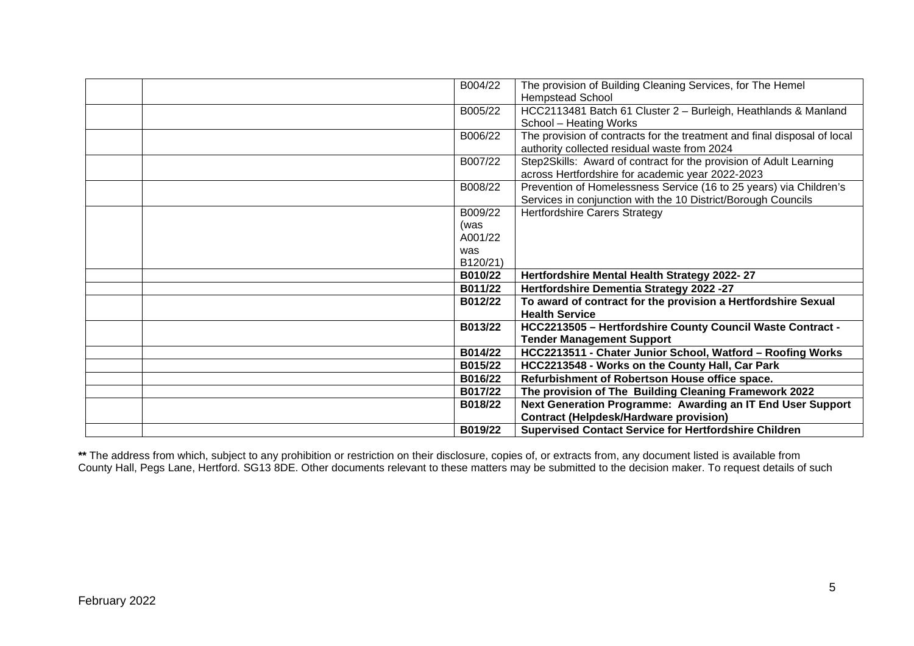| | | | |
|---|---|---|---|
| | | B004/22 | The provision of Building Cleaning Services, for The Hemel Hempstead School |
| | | B005/22 | HCC2113481 Batch 61 Cluster 2 – Burleigh, Heathlands & Manland School – Heating Works |
| | | B006/22 | The provision of contracts for the treatment and final disposal of local authority collected residual waste from 2024 |
| | | B007/22 | Step2Skills: Award of contract for the provision of Adult Learning across Hertfordshire for academic year 2022-2023 |
| | | B008/22 | Prevention of Homelessness Service (16 to 25 years) via Children's Services in conjunction with the 10 District/Borough Councils |
| | | B009/22 (was A001/22 was B120/21) | Hertfordshire Carers Strategy |
| | | **B010/22** | **Hertfordshire Mental Health Strategy 2022- 27** |
| | | **B011/22** | **Hertfordshire Dementia Strategy 2022 -27** |
| | | **B012/22** | **To award of contract for the provision a Hertfordshire Sexual Health Service** |
| | | **B013/22** | **HCC2213505 – Hertfordshire County Council Waste Contract - Tender Management Support** |
| | | **B014/22** | **HCC2213511 - Chater Junior School, Watford – Roofing Works** |
| | | **B015/22** | **HCC2213548 - Works on the County Hall, Car Park** |
| | | **B016/22** | **Refurbishment of Robertson House office space.** |
| | | **B017/22** | **The provision of The Building Cleaning Framework 2022** |
| | | **B018/22** | **Next Generation Programme: Awarding an IT End User Support Contract (Helpdesk/Hardware provision)** |
| | | **B019/22** | **Supervised Contact Service for Hertfordshire Children** |

**\*\*** The address from which, subject to any prohibition or restriction on their disclosure, copies of, or extracts from, any document listed is available from County Hall, Pegs Lane, Hertford. SG13 8DE. Other documents relevant to these matters may be submitted to the decision maker. To request details of such

February 2022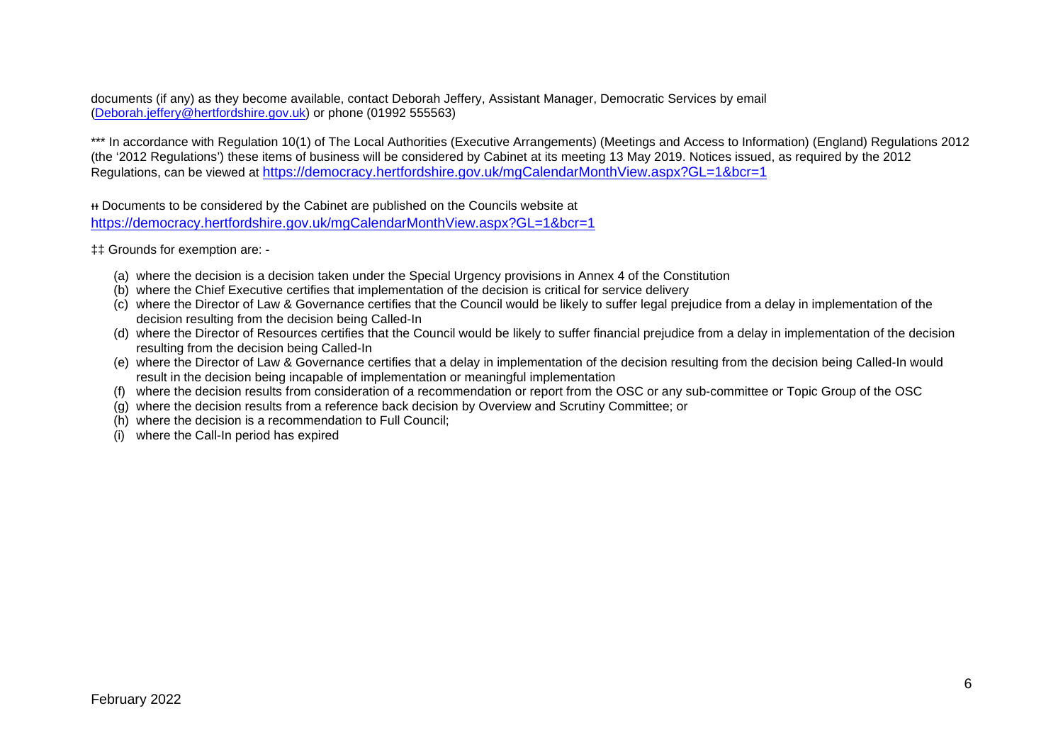documents (if any) as they become available, contact Deborah Jeffery, Assistant Manager, Democratic Services by email ([Deborah.jeffery@hertfordshire.gov.uk](mailto:Deborah.jeffery@hertfordshire.gov.uk)) or phone (01992 555563)

*** In accordance with Regulation 10(1) of The Local Authorities (Executive Arrangements) (Meetings and Access to Information) (England) Regulations 2012 (the '2012 Regulations') these items of business will be considered by Cabinet at its meeting 13 May 2019. Notices issued, as required by the 2012 Regulations, can be viewed at [https://democracy.hertfordshire.gov.uk/mgCalendarMonthView.aspx?GL=1&bcr=1](https://democracy.hertfordshire.gov.uk/mgCalendarMonthView.aspx?GL=1&bcr=1)

ⱡⱡ Documents to be considered by the Cabinet are published on the Councils website at [https://democracy.hertfordshire.gov.uk/mgCalendarMonthView.aspx?GL=1&bcr=1](https://democracy.hertfordshire.gov.uk/mgCalendarMonthView.aspx?GL=1&bcr=1)

‡‡ Grounds for exemption are: -

(a) where the decision is a decision taken under the Special Urgency provisions in Annex 4 of the Constitution
(b) where the Chief Executive certifies that implementation of the decision is critical for service delivery
(c) where the Director of Law & Governance certifies that the Council would be likely to suffer legal prejudice from a delay in implementation of the decision resulting from the decision being Called-In
(d) where the Director of Resources certifies that the Council would be likely to suffer financial prejudice from a delay in implementation of the decision resulting from the decision being Called-In
(e) where the Director of Law & Governance certifies that a delay in implementation of the decision resulting from the decision being Called-In would result in the decision being incapable of implementation or meaningful implementation
(f) where the decision results from consideration of a recommendation or report from the OSC or any sub-committee or Topic Group of the OSC
(g) where the decision results from a reference back decision by Overview and Scrutiny Committee; or
(h) where the decision is a recommendation to Full Council;
(i) where the Call-In period has expired

February 2022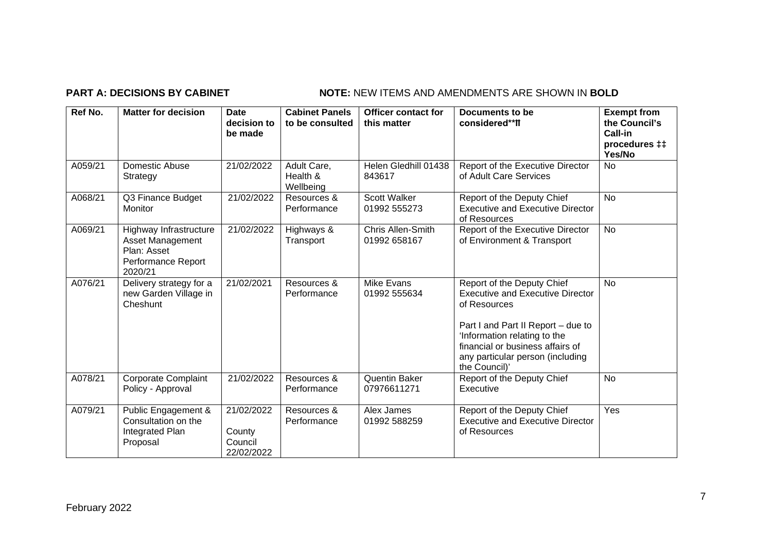**PART A: DECISIONS BY CABINET** **NOTE:** NEW ITEMS AND AMENDMENTS ARE SHOWN IN **BOLD**

| Ref No. | Matter for decision | Date decision to be made | Cabinet Panels to be consulted | Officer contact for this matter | Documents to be considered**⥮ | Exempt from the Council's Call-in procedures ‡‡ Yes/No |
|---|---|---|---|---|---|---|
| A059/21 | Domestic Abuse Strategy | 21/02/2022 | Adult Care, Health & Wellbeing | Helen Gledhill 01438 843617 | Report of the Executive Director of Adult Care Services | No |
| A068/21 | Q3 Finance Budget Monitor | 21/02/2022 | Resources & Performance | Scott Walker 01992 555273 | Report of the Deputy Chief Executive and Executive Director of Resources | No |
| A069/21 | Highway Infrastructure Asset Management Plan: Asset Performance Report 2020/21 | 21/02/2022 | Highways & Transport | Chris Allen-Smith 01992 658167 | Report of the Executive Director of Environment & Transport | No |
| A076/21 | Delivery strategy for a new Garden Village in Cheshunt | 21/02/2021 | Resources & Performance | Mike Evans 01992 555634 | Report of the Deputy Chief Executive and Executive Director of Resources<br><br>Part I and Part II Report – due to 'Information relating to the financial or business affairs of any particular person (including the Council)' | No |
| A078/21 | Corporate Complaint Policy - Approval | 21/02/2022 | Resources & Performance | Quentin Baker 07976611271 | Report of the Deputy Chief Executive | No |
| A079/21 | Public Engagement & Consultation on the Integrated Plan Proposal | 21/02/2022<br><br>County Council 22/02/2022 | Resources & Performance | Alex James 01992 588259 | Report of the Deputy Chief Executive and Executive Director of Resources | Yes |

February 2022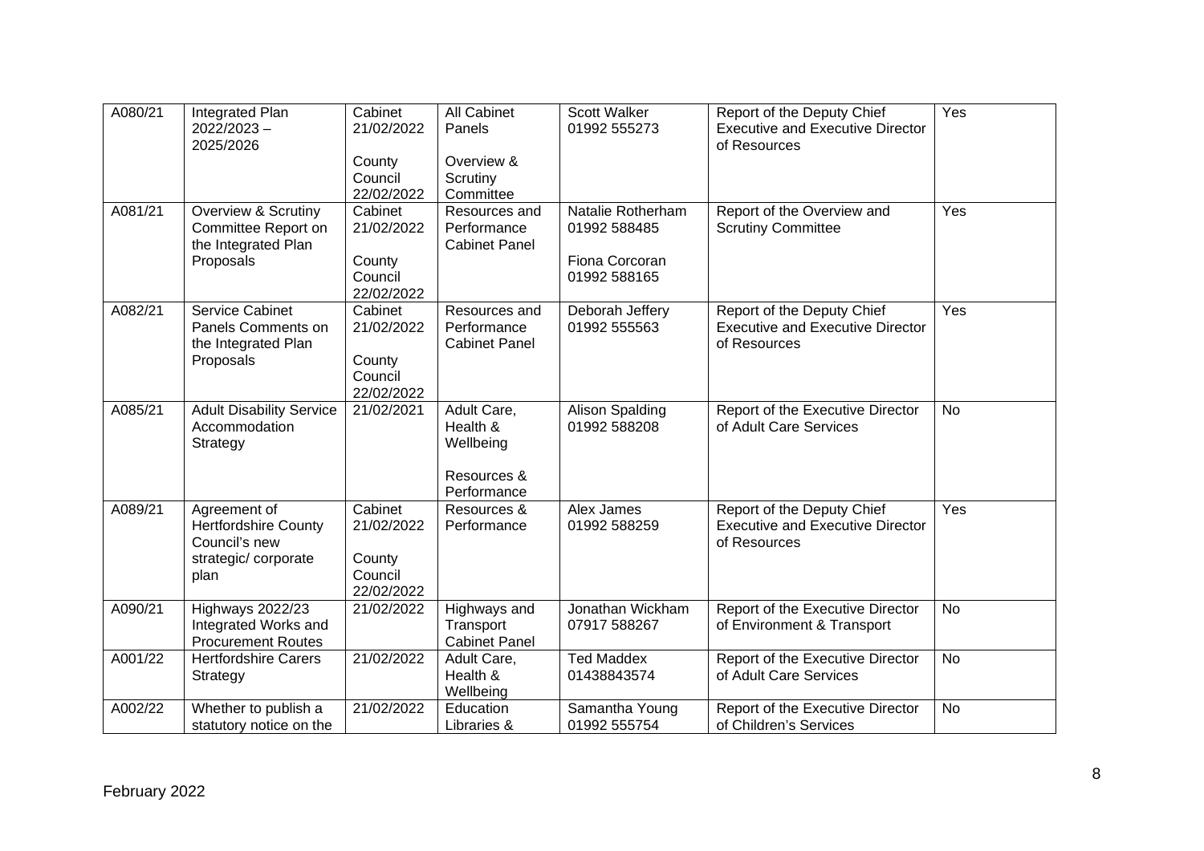| A080/21 | Integrated Plan 2022/2023 – 2025/2026 | Cabinet 21/02/2022<br><br>County Council 22/02/2022 | All Cabinet Panels<br><br>Overview & Scrutiny Committee | Scott Walker 01992 555273 | Report of the Deputy Chief Executive and Executive Director of Resources | Yes |
|---|---|---|---|---|---|---|
| A081/21 | Overview & Scrutiny Committee Report on the Integrated Plan Proposals | Cabinet 21/02/2022<br><br>County Council 22/02/2022 | Resources and Performance Cabinet Panel | Natalie Rotherham 01992 588485<br><br>Fiona Corcoran 01992 588165 | Report of the Overview and Scrutiny Committee | Yes |
| A082/21 | Service Cabinet Panels Comments on the Integrated Plan Proposals | Cabinet 21/02/2022<br><br>County Council 22/02/2022 | Resources and Performance Cabinet Panel | Deborah Jeffery 01992 555563 | Report of the Deputy Chief Executive and Executive Director of Resources | Yes |
| A085/21 | Adult Disability Service Accommodation Strategy | 21/02/2021 | Adult Care, Health & Wellbeing<br><br>Resources & Performance | Alison Spalding 01992 588208 | Report of the Executive Director of Adult Care Services | No |
| A089/21 | Agreement of Hertfordshire County Council's new strategic/ corporate plan | Cabinet 21/02/2022<br><br>County Council 22/02/2022 | Resources & Performance | Alex James 01992 588259 | Report of the Deputy Chief Executive and Executive Director of Resources | Yes |
| A090/21 | Highways 2022/23 Integrated Works and Procurement Routes | 21/02/2022 | Highways and Transport Cabinet Panel | Jonathan Wickham 07917 588267 | Report of the Executive Director of Environment & Transport | No |
| A001/22 | Hertfordshire Carers Strategy | 21/02/2022 | Adult Care, Health & Wellbeing | Ted Maddex 01438843574 | Report of the Executive Director of Adult Care Services | No |
| A002/22 | Whether to publish a statutory notice on the | 21/02/2022 | Education Libraries & | Samantha Young 01992 555754 | Report of the Executive Director of Children's Services | No |

February 2022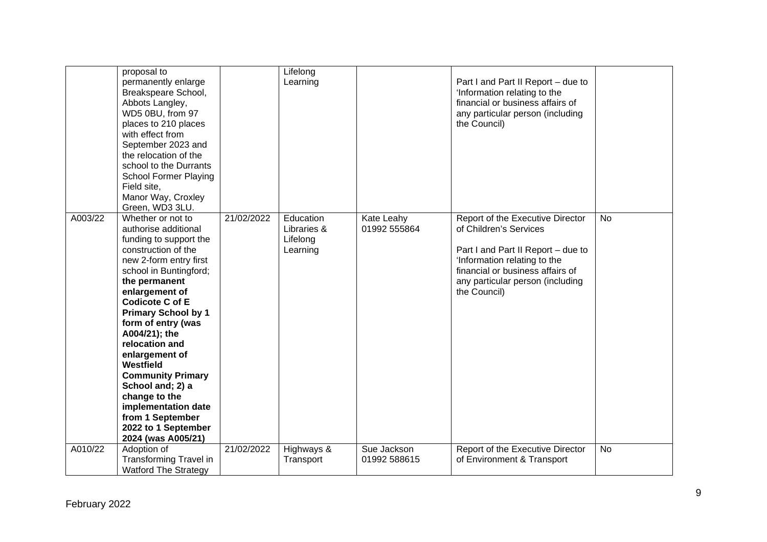|  |  |  |  |  |  |  |
|---|---|---|---|---|---|---|
|  | proposal to permanently enlarge Breakspeare School, Abbots Langley, WD5 0BU, from 97 places to 210 places with effect from September 2023 and the relocation of the school to the Durrants School Former Playing Field site, Manor Way, Croxley Green, WD3 3LU. |  | Lifelong Learning |  | Part I and Part II Report – due to 'Information relating to the financial or business affairs of any particular person (including the Council) |  |
| A003/22 | Whether or not to authorise additional funding to support the construction of the new 2-form entry first school in Buntingford; **the permanent enlargement of Codicote C of E Primary School by 1 form of entry (was A004/21); the relocation and enlargement of Westfield Community Primary School and; 2) a change to the implementation date from 1 September 2022 to 1 September 2024 (was A005/21)** | 21/02/2022 | Education Libraries & Lifelong Learning | Kate Leahy 01992 555864 | Report of the Executive Director of Children's Services<br><br>Part I and Part II Report – due to 'Information relating to the financial or business affairs of any particular person (including the Council) | No |
| A010/22 | Adoption of Transforming Travel in Watford The Strategy | 21/02/2022 | Highways & Transport | Sue Jackson 01992 588615 | Report of the Executive Director of Environment & Transport | No |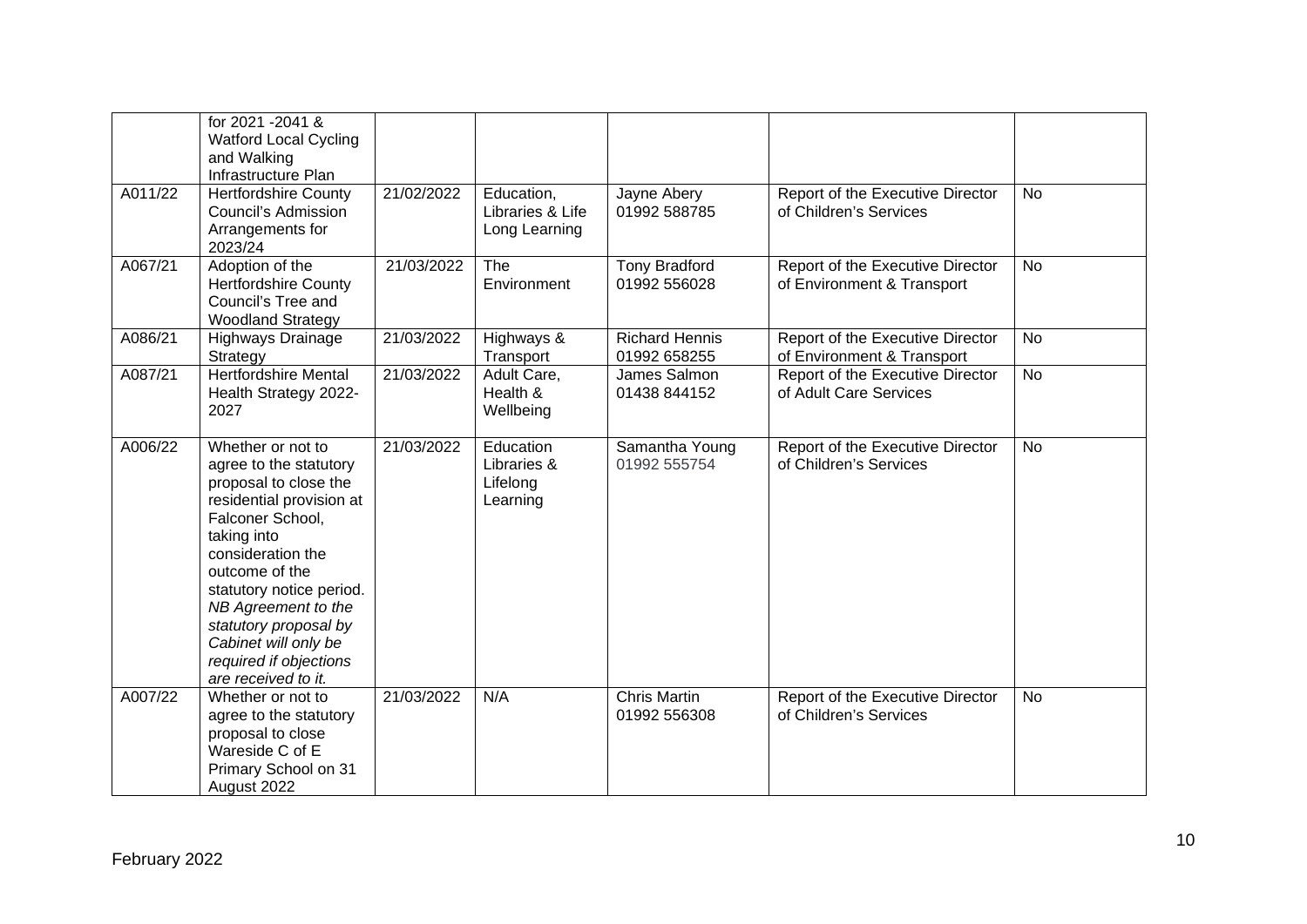| | | | | | | |
|---|---|---|---|---|---|---|
| | for 2021 -2041 & Watford Local Cycling and Walking Infrastructure Plan | | | | | |
| A011/22 | Hertfordshire County Council's Admission Arrangements for 2023/24 | 21/02/2022 | Education, Libraries & Life Long Learning | Jayne Abery 01992 588785 | Report of the Executive Director of Children's Services | No |
| A067/21 | Adoption of the Hertfordshire County Council's Tree and Woodland Strategy | 21/03/2022 | The Environment | Tony Bradford 01992 556028 | Report of the Executive Director of Environment & Transport | No |
| A086/21 | Highways Drainage Strategy | 21/03/2022 | Highways & Transport | Richard Hennis 01992 658255 | Report of the Executive Director of Environment & Transport | No |
| A087/21 | Hertfordshire Mental Health Strategy 2022-2027 | 21/03/2022 | Adult Care, Health & Wellbeing | James Salmon 01438 844152 | Report of the Executive Director of Adult Care Services | No |
| A006/22 | Whether or not to agree to the statutory proposal to close the residential provision at Falconer School, taking into consideration the outcome of the statutory notice period. *NB Agreement to the statutory proposal by Cabinet will only be required if objections are received to it.* | 21/03/2022 | Education Libraries & Lifelong Learning | Samantha Young 01992 555754 | Report of the Executive Director of Children's Services | No |
| A007/22 | Whether or not to agree to the statutory proposal to close Wareside C of E Primary School on 31 August 2022 | 21/03/2022 | N/A | Chris Martin 01992 556308 | Report of the Executive Director of Children's Services | No |

February 2022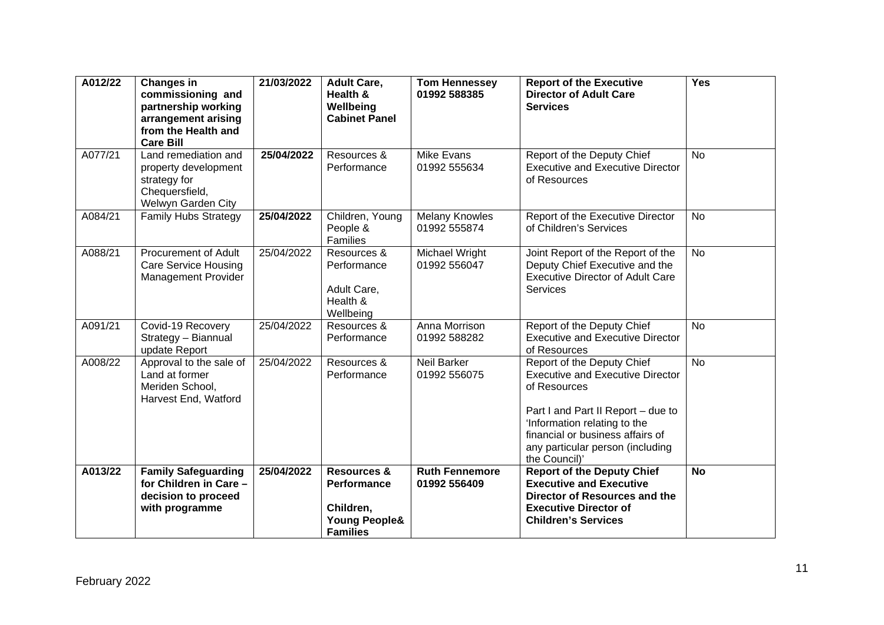| | | | | | | |
|---|---|---|---|---|---|---|
| **A012/22** | **Changes in commissioning and partnership working arrangement arising from the Health and Care Bill** | **21/03/2022** | **Adult Care, Health & Wellbeing Cabinet Panel** | **Tom Hennessey 01992 588385** | **Report of the Executive Director of Adult Care Services** | **Yes** |
| A077/21 | Land remediation and property development strategy for Chequersfield, Welwyn Garden City | **25/04/2022** | Resources & Performance | Mike Evans 01992 555634 | Report of the Deputy Chief Executive and Executive Director of Resources | No |
| A084/21 | Family Hubs Strategy | **25/04/2022** | Children, Young People & Families | Melany Knowles 01992 555874 | Report of the Executive Director of Children's Services | No |
| A088/21 | Procurement of Adult Care Service Housing Management Provider | 25/04/2022 | Resources & Performance<br><br>Adult Care, Health & Wellbeing | Michael Wright 01992 556047 | Joint Report of the Report of the Deputy Chief Executive and the Executive Director of Adult Care Services | No |
| A091/21 | Covid-19 Recovery Strategy – Biannual update Report | 25/04/2022 | Resources & Performance | Anna Morrison 01992 588282 | Report of the Deputy Chief Executive and Executive Director of Resources | No |
| A008/22 | Approval to the sale of Land at former Meriden School, Harvest End, Watford | 25/04/2022 | Resources & Performance | Neil Barker 01992 556075 | Report of the Deputy Chief Executive and Executive Director of Resources<br><br>Part I and Part II Report – due to 'Information relating to the financial or business affairs of any particular person (including the Council)' | No |
| **A013/22** | **Family Safeguarding for Children in Care – decision to proceed with programme** | **25/04/2022** | **Resources & Performance<br><br>Children, Young People& Families** | **Ruth Fennemore 01992 556409** | **Report of the Deputy Chief Executive and Executive Director of Resources and the Executive Director of Children's Services** | **No** |

February 2022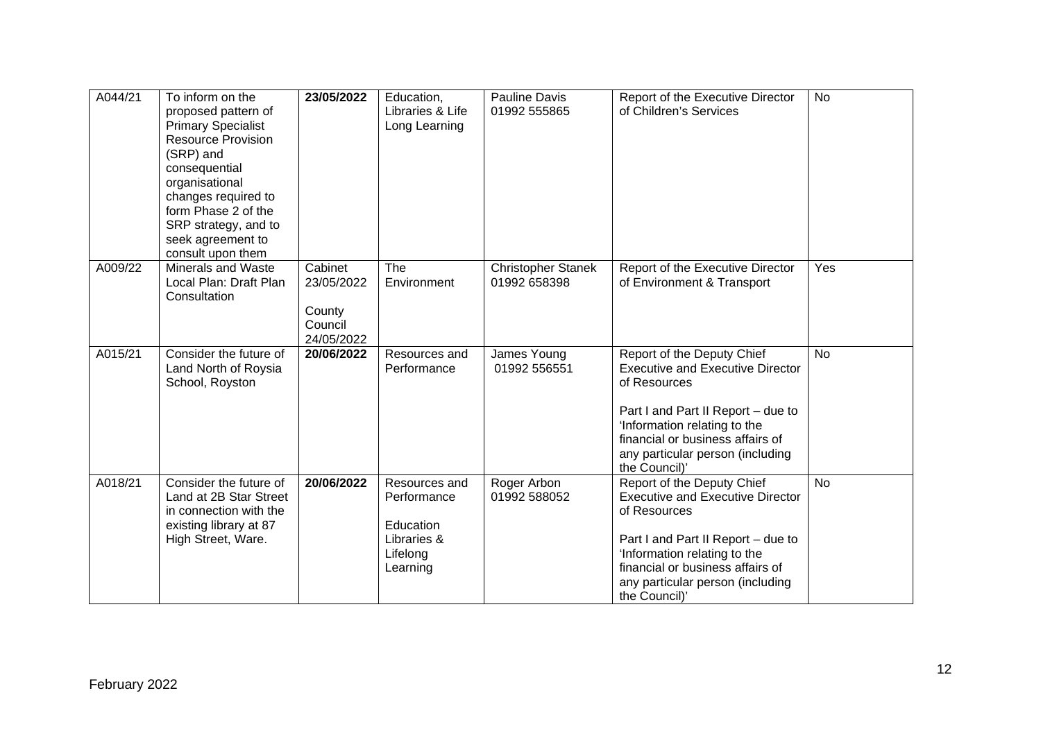| A044/21 | To inform on the proposed pattern of Primary Specialist Resource Provision (SRP) and consequential organisational changes required to form Phase 2 of the SRP strategy, and to seek agreement to consult upon them | **23/05/2022** | Education, Libraries & Life Long Learning | Pauline Davis 01992 555865 | Report of the Executive Director of Children's Services | No |
|---|---|---|---|---|---|---|
| A009/22 | Minerals and Waste Local Plan: Draft Plan Consultation | Cabinet 23/05/2022<br><br>County Council 24/05/2022 | The Environment | Christopher Stanek 01992 658398 | Report of the Executive Director of Environment & Transport | Yes |
| A015/21 | Consider the future of Land North of Roysia School, Royston | **20/06/2022** | Resources and Performance | James Young 01992 556551 | Report of the Deputy Chief Executive and Executive Director of Resources<br><br>Part I and Part II Report – due to 'Information relating to the financial or business affairs of any particular person (including the Council)' | No |
| A018/21 | Consider the future of Land at 2B Star Street in connection with the existing library at 87 High Street, Ware. | **20/06/2022** | Resources and Performance<br><br>Education Libraries & Lifelong Learning | Roger Arbon 01992 588052 | Report of the Deputy Chief Executive and Executive Director of Resources<br><br>Part I and Part II Report – due to 'Information relating to the financial or business affairs of any particular person (including the Council)' | No |

February 2022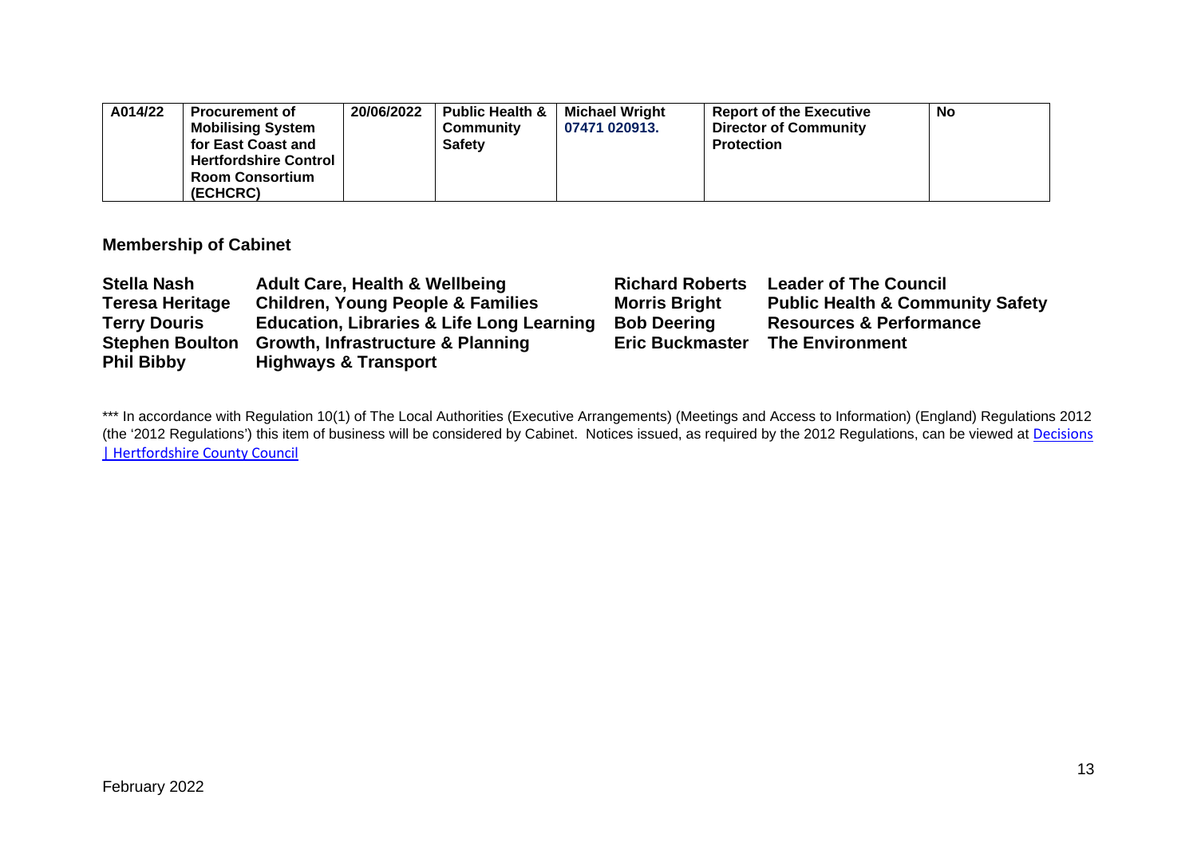| A014/22 | Procurement of Mobilising System for East Coast and Hertfordshire Control Room Consortium (ECHCRC) | 20/06/2022 | Public Health & Community Safety | Michael Wright 07471 020913. | Report of the Executive Director of Community Protection | No |
|---|---|---|---|---|---|---|

## Membership of Cabinet

| | | | |
|---|---|---|---|
| **Stella Nash** | **Adult Care, Health & Wellbeing** | **Richard Roberts** | **Leader of The Council** |
| **Teresa Heritage** | **Children, Young People & Families** | **Morris Bright** | **Public Health & Community Safety** |
| **Terry Douris** | **Education, Libraries & Life Long Learning** | **Bob Deering** | **Resources & Performance** |
| **Stephen Boulton** | **Growth, Infrastructure & Planning** | **Eric Buckmaster** | **The Environment** |
| **Phil Bibby** | **Highways & Transport** | | |

*** In accordance with Regulation 10(1) of The Local Authorities (Executive Arrangements) (Meetings and Access to Information) (England) Regulations 2012 (the '2012 Regulations') this item of business will be considered by Cabinet. Notices issued, as required by the 2012 Regulations, can be viewed at [Decisions | Hertfordshire County Council]

February 2022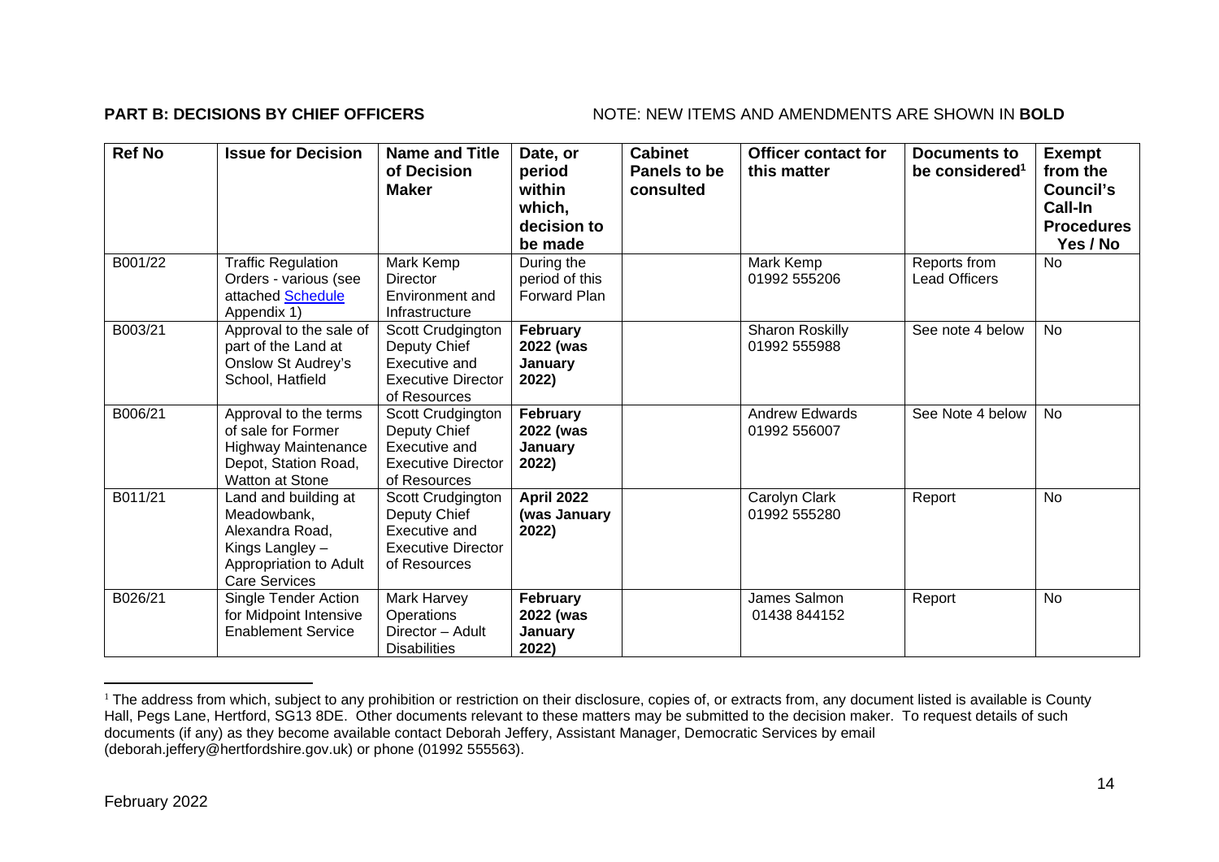**PART B: DECISIONS BY CHIEF OFFICERS** NOTE: NEW ITEMS AND AMENDMENTS ARE SHOWN IN **BOLD**

| Ref No | Issue for Decision | Name and Title of Decision Maker | Date, or period within which, decision to be made | Cabinet Panels to be consulted | Officer contact for this matter | Documents to be considered[1] | Exempt from the Council's Call-In Procedures Yes / No |
|---|---|---|---|---|---|---|---|
| B001/22 | Traffic Regulation Orders - various (see attached Schedule Appendix 1) | Mark Kemp Director Environment and Infrastructure | During the period of this Forward Plan | | Mark Kemp 01992 555206 | Reports from Lead Officers | No |
| B003/21 | Approval to the sale of part of the Land at Onslow St Audrey's School, Hatfield | Scott Crudgington Deputy Chief Executive and Executive Director of Resources | **February 2022 (was January 2022)** | | Sharon Roskilly 01992 555988 | See note 4 below | No |
| B006/21 | Approval to the terms of sale for Former Highway Maintenance Depot, Station Road, Watton at Stone | Scott Crudgington Deputy Chief Executive and Executive Director of Resources | **February 2022 (was January 2022)** | | Andrew Edwards 01992 556007 | See Note 4 below | No |
| B011/21 | Land and building at Meadowbank, Alexandra Road, Kings Langley – Appropriation to Adult Care Services | Scott Crudgington Deputy Chief Executive and Executive Director of Resources | **April 2022 (was January 2022)** | | Carolyn Clark 01992 555280 | Report | No |
| B026/21 | Single Tender Action for Midpoint Intensive Enablement Service | Mark Harvey Operations Director – Adult Disabilities | **February 2022 (was January 2022)** | | James Salmon 01438 844152 | Report | No |

[1] The address from which, subject to any prohibition or restriction on their disclosure, copies of, or extracts from, any document listed is available is County Hall, Pegs Lane, Hertford, SG13 8DE. Other documents relevant to these matters may be submitted to the decision maker. To request details of such documents (if any) as they become available contact Deborah Jeffery, Assistant Manager, Democratic Services by email (deborah.jeffery@hertfordshire.gov.uk) or phone (01992 555563).

February 2022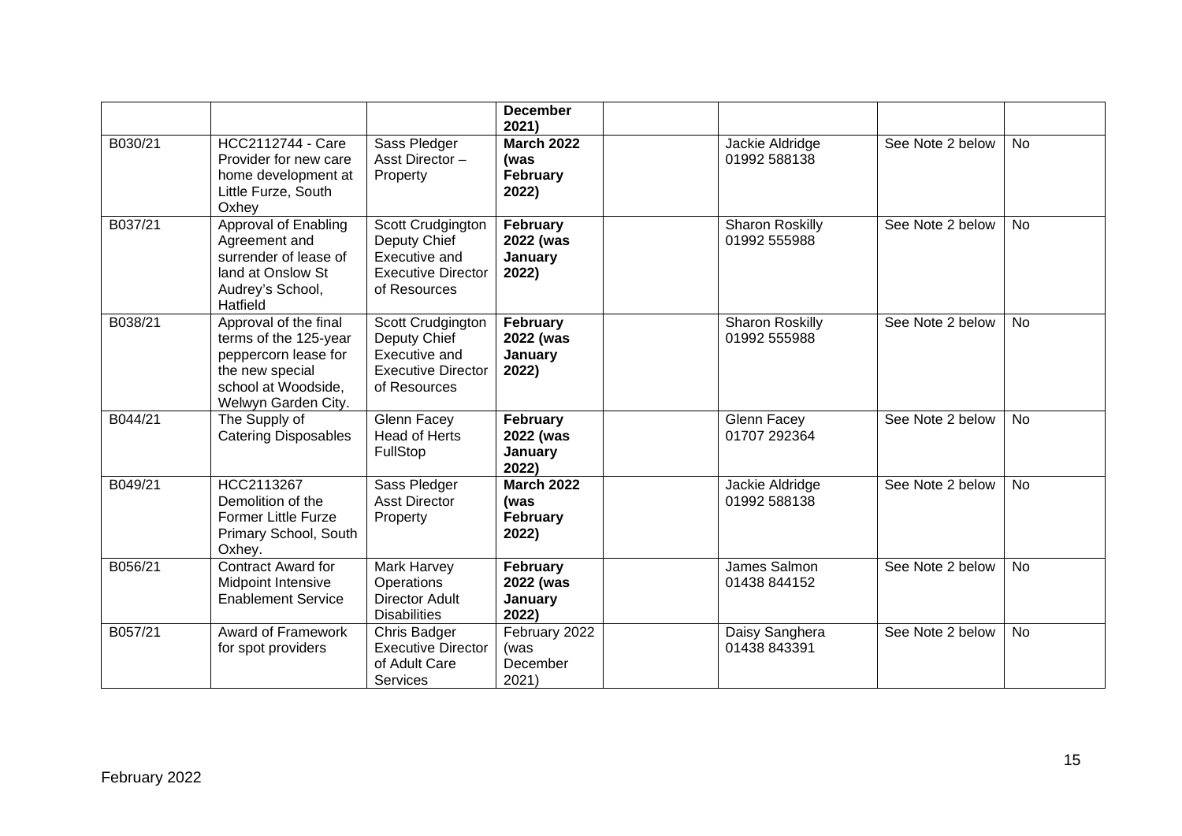| | | | **December 2021)** | | | | |
|---|---|---|---|---|---|---|---|
| B030/21 | HCC2112744 - Care Provider for new care home development at Little Furze, South Oxhey | Sass Pledger Asst Director – Property | **March 2022 (was February 2022)** | | Jackie Aldridge 01992 588138 | See Note 2 below | No |
| B037/21 | Approval of Enabling Agreement and surrender of lease of land at Onslow St Audrey's School, Hatfield | Scott Crudgington Deputy Chief Executive and Executive Director of Resources | **February 2022 (was January 2022)** | | Sharon Roskilly 01992 555988 | See Note 2 below | No |
| B038/21 | Approval of the final terms of the 125-year peppercorn lease for the new special school at Woodside, Welwyn Garden City. | Scott Crudgington Deputy Chief Executive and Executive Director of Resources | **February 2022 (was January 2022)** | | Sharon Roskilly 01992 555988 | See Note 2 below | No |
| B044/21 | The Supply of Catering Disposables | Glenn Facey Head of Herts FullStop | **February 2022 (was January 2022)** | | Glenn Facey 01707 292364 | See Note 2 below | No |
| B049/21 | HCC2113267 Demolition of the Former Little Furze Primary School, South Oxhey. | Sass Pledger Asst Director Property | **March 2022 (was February 2022)** | | Jackie Aldridge 01992 588138 | See Note 2 below | No |
| B056/21 | Contract Award for Midpoint Intensive Enablement Service | Mark Harvey Operations Director Adult Disabilities | **February 2022 (was January 2022)** | | James Salmon 01438 844152 | See Note 2 below | No |
| B057/21 | Award of Framework for spot providers | Chris Badger Executive Director of Adult Care Services | February 2022 (was December 2021) | | Daisy Sanghera 01438 843391 | See Note 2 below | No |

February 2022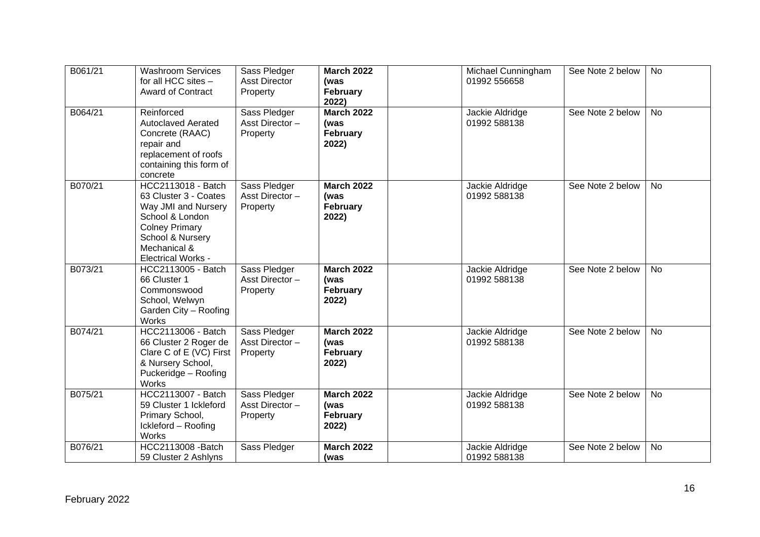| | | | | | | | |
|---|---|---|---|---|---|---|---|
| B061/21 | Washroom Services for all HCC sites – Award of Contract | Sass Pledger Asst Director Property | **March 2022 (was February 2022)** | | Michael Cunningham 01992 556658 | See Note 2 below | No |
| B064/21 | Reinforced Autoclaved Aerated Concrete (RAAC) repair and replacement of roofs containing this form of concrete | Sass Pledger Asst Director – Property | **March 2022 (was February 2022)** | | Jackie Aldridge 01992 588138 | See Note 2 below | No |
| B070/21 | HCC2113018 - Batch 63 Cluster 3 - Coates Way JMI and Nursery School & London Colney Primary School & Nursery Mechanical & Electrical Works - | Sass Pledger Asst Director – Property | **March 2022 (was February 2022)** | | Jackie Aldridge 01992 588138 | See Note 2 below | No |
| B073/21 | HCC2113005 - Batch 66 Cluster 1 Commonswood School, Welwyn Garden City – Roofing Works | Sass Pledger Asst Director – Property | **March 2022 (was February 2022)** | | Jackie Aldridge 01992 588138 | See Note 2 below | No |
| B074/21 | HCC2113006 - Batch 66 Cluster 2 Roger de Clare C of E (VC) First & Nursery School, Puckeridge – Roofing Works | Sass Pledger Asst Director – Property | **March 2022 (was February 2022)** | | Jackie Aldridge 01992 588138 | See Note 2 below | No |
| B075/21 | HCC2113007 - Batch 59 Cluster 1 Ickleford Primary School, Ickleford – Roofing Works | Sass Pledger Asst Director – Property | **March 2022 (was February 2022)** | | Jackie Aldridge 01992 588138 | See Note 2 below | No |
| B076/21 | HCC2113008 -Batch 59 Cluster 2 Ashlyns | Sass Pledger | **March 2022 (was** | | Jackie Aldridge 01992 588138 | See Note 2 below | No |

February 2022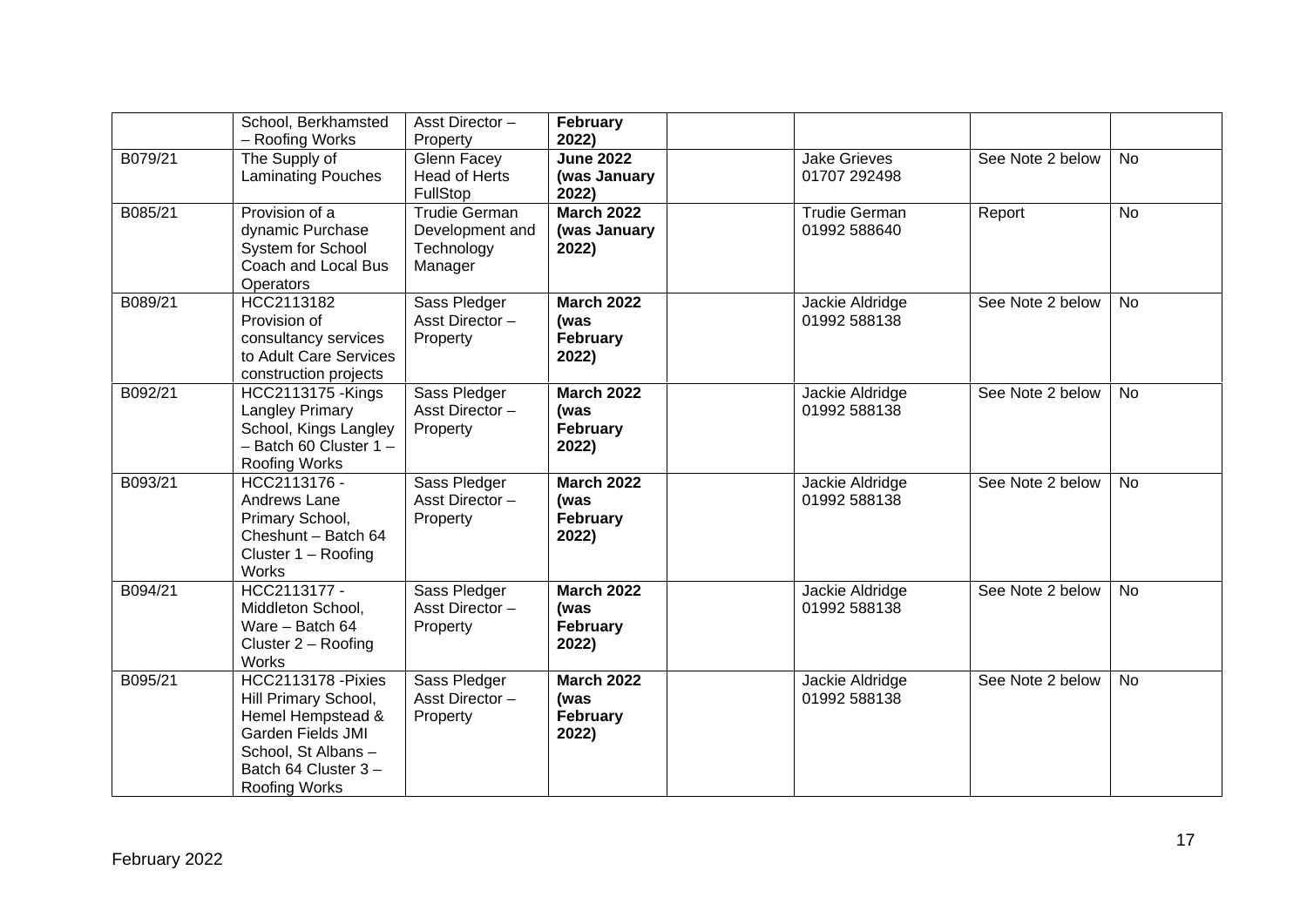| | | | | | | | |
|---|---|---|---|---|---|---|---|
| | School, Berkhamsted – Roofing Works | Asst Director – Property | **February 2022)** | | | | |
| B079/21 | The Supply of Laminating Pouches | Glenn Facey Head of Herts FullStop | **June 2022 (was January 2022)** | | Jake Grieves 01707 292498 | See Note 2 below | No |
| B085/21 | Provision of a dynamic Purchase System for School Coach and Local Bus Operators | Trudie German Development and Technology Manager | **March 2022 (was January 2022)** | | Trudie German 01992 588640 | Report | No |
| B089/21 | HCC2113182 Provision of consultancy services to Adult Care Services construction projects | Sass Pledger Asst Director – Property | **March 2022 (was February 2022)** | | Jackie Aldridge 01992 588138 | See Note 2 below | No |
| B092/21 | HCC2113175 -Kings Langley Primary School, Kings Langley – Batch 60 Cluster 1 – Roofing Works | Sass Pledger Asst Director – Property | **March 2022 (was February 2022)** | | Jackie Aldridge 01992 588138 | See Note 2 below | No |
| B093/21 | HCC2113176 - Andrews Lane Primary School, Cheshunt – Batch 64 Cluster 1 – Roofing Works | Sass Pledger Asst Director – Property | **March 2022 (was February 2022)** | | Jackie Aldridge 01992 588138 | See Note 2 below | No |
| B094/21 | HCC2113177 - Middleton School, Ware – Batch 64 Cluster 2 – Roofing Works | Sass Pledger Asst Director – Property | **March 2022 (was February 2022)** | | Jackie Aldridge 01992 588138 | See Note 2 below | No |
| B095/21 | HCC2113178 -Pixies Hill Primary School, Hemel Hempstead & Garden Fields JMI School, St Albans – Batch 64 Cluster 3 – Roofing Works | Sass Pledger Asst Director – Property | **March 2022 (was February 2022)** | | Jackie Aldridge 01992 588138 | See Note 2 below | No |

February 2022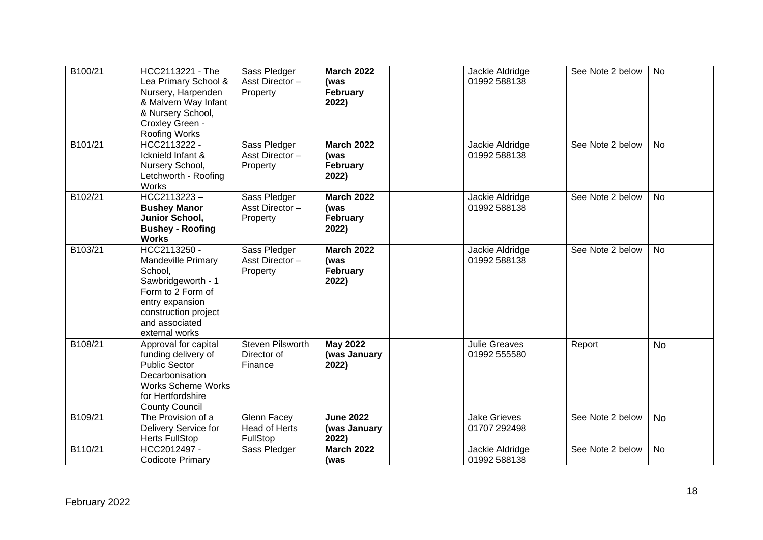| B100/21 | HCC2113221 - The Lea Primary School & Nursery, Harpenden & Malvern Way Infant & Nursery School, Croxley Green - Roofing Works | Sass Pledger Asst Director – Property | **March 2022 (was February 2022)** | | Jackie Aldridge 01992 588138 | See Note 2 below | No |
|---|---|---|---|---|---|---|---|
| B101/21 | HCC2113222 - Icknield Infant & Nursery School, Letchworth - Roofing Works | Sass Pledger Asst Director – Property | **March 2022 (was February 2022)** | | Jackie Aldridge 01992 588138 | See Note 2 below | No |
| B102/21 | HCC2113223 – **Bushey Manor Junior School, Bushey - Roofing Works** | Sass Pledger Asst Director – Property | **March 2022 (was February 2022)** | | Jackie Aldridge 01992 588138 | See Note 2 below | No |
| B103/21 | HCC2113250 - Mandeville Primary School, Sawbridgeworth - 1 Form to 2 Form of entry expansion construction project and associated external works | Sass Pledger Asst Director – Property | **March 2022 (was February 2022)** | | Jackie Aldridge 01992 588138 | See Note 2 below | No |
| B108/21 | Approval for capital funding delivery of Public Sector Decarbonisation Works Scheme Works for Hertfordshire County Council | Steven Pilsworth Director of Finance | **May 2022 (was January 2022)** | | Julie Greaves 01992 555580 | Report | No |
| B109/21 | The Provision of a Delivery Service for Herts FullStop | Glenn Facey Head of Herts FullStop | **June 2022 (was January 2022)** | | Jake Grieves 01707 292498 | See Note 2 below | No |
| B110/21 | HCC2012497 - Codicote Primary | Sass Pledger | **March 2022 (was** | | Jackie Aldridge 01992 588138 | See Note 2 below | No |

February 2022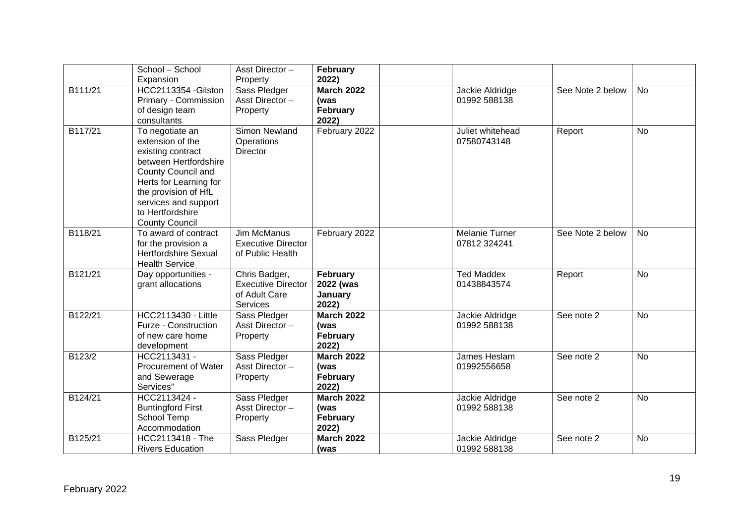|  |  |  |  |  |  |  |  |
|---|---|---|---|---|---|---|---|
|  | School – School Expansion | Asst Director – Property | **February 2022)** |  |  |  |  |
| B111/21 | HCC2113354 -Gilston Primary - Commission of design team consultants | Sass Pledger Asst Director – Property | **March 2022 (was February 2022)** |  | Jackie Aldridge 01992 588138 | See Note 2 below | No |
| B117/21 | To negotiate an extension of the existing contract between Hertfordshire County Council and Herts for Learning for the provision of HfL services and support to Hertfordshire County Council | Simon Newland Operations Director | February 2022 |  | Juliet whitehead 07580743148 | Report | No |
| B118/21 | To award of contract for the provision a Hertfordshire Sexual Health Service | Jim McManus Executive Director of Public Health | February 2022 |  | Melanie Turner 07812 324241 | See Note 2 below | No |
| B121/21 | Day opportunities - grant allocations | Chris Badger, Executive Director of Adult Care Services | **February 2022 (was January 2022)** |  | Ted Maddex 01438843574 | Report | No |
| B122/21 | HCC2113430 - Little Furze - Construction of new care home development | Sass Pledger Asst Director – Property | **March 2022 (was February 2022)** |  | Jackie Aldridge 01992 588138 | See note 2 | No |
| B123/2 | HCC2113431 - Procurement of Water and Sewerage Services" | Sass Pledger Asst Director – Property | **March 2022 (was February 2022)** |  | James Heslam 01992556658 | See note 2 | No |
| B124/21 | HCC2113424 - Buntingford First School Temp Accommodation | Sass Pledger Asst Director – Property | **March 2022 (was February 2022)** |  | Jackie Aldridge 01992 588138 | See note 2 | No |
| B125/21 | HCC2113418 - The Rivers Education | Sass Pledger | **March 2022 (was** |  | Jackie Aldridge 01992 588138 | See note 2 | No |

February 2022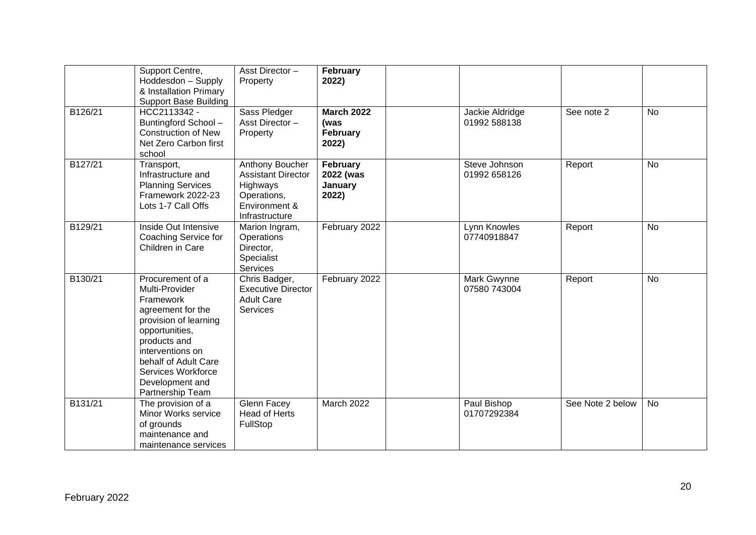| | | | | | | | |
|---|---|---|---|---|---|---|---|
| | Support Centre, Hoddesdon – Supply & Installation Primary Support Base Building | Asst Director – Property | **February 2022)** | | | | |
| B126/21 | HCC2113342 - Buntingford School – Construction of New Net Zero Carbon first school | Sass Pledger Asst Director – Property | **March 2022 (was February 2022)** | | Jackie Aldridge 01992 588138 | See note 2 | No |
| B127/21 | Transport, Infrastructure and Planning Services Framework 2022-23 Lots 1-7 Call Offs | Anthony Boucher Assistant Director Highways Operations, Environment & Infrastructure | **February 2022 (was January 2022)** | | Steve Johnson 01992 658126 | Report | No |
| B129/21 | Inside Out Intensive Coaching Service for Children in Care | Marion Ingram, Operations Director, Specialist Services | February 2022 | | Lynn Knowles 07740918847 | Report | No |
| B130/21 | Procurement of a Multi-Provider Framework agreement for the provision of learning opportunities, products and interventions on behalf of Adult Care Services Workforce Development and Partnership Team | Chris Badger, Executive Director Adult Care Services | February 2022 | | Mark Gwynne 07580 743004 | Report | No |
| B131/21 | The provision of a Minor Works service of grounds maintenance and maintenance services | Glenn Facey Head of Herts FullStop | March 2022 | | Paul Bishop 01707292384 | See Note 2 below | No |

February 2022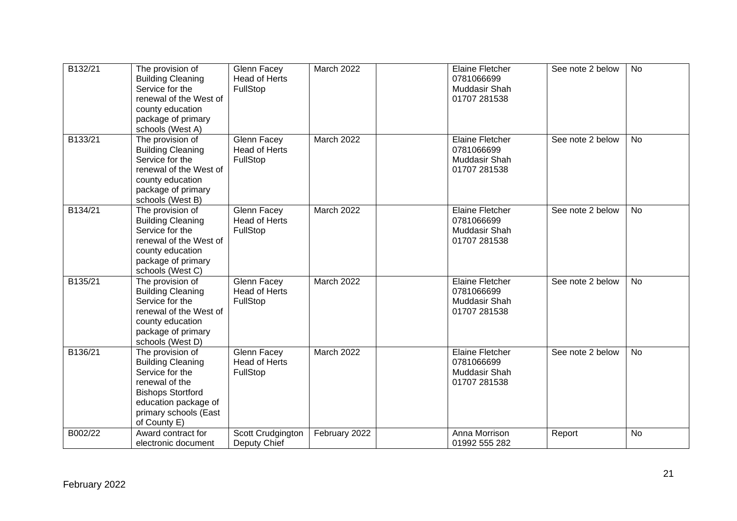| B132/21 | The provision of Building Cleaning Service for the renewal of the West of county education package of primary schools (West A) | Glenn Facey Head of Herts FullStop | March 2022 | | Elaine Fletcher 0781066699 Muddasir Shah 01707 281538 | See note 2 below | No |
|---|---|---|---|---|---|---|---|
| B133/21 | The provision of Building Cleaning Service for the renewal of the West of county education package of primary schools (West B) | Glenn Facey Head of Herts FullStop | March 2022 | | Elaine Fletcher 0781066699 Muddasir Shah 01707 281538 | See note 2 below | No |
| B134/21 | The provision of Building Cleaning Service for the renewal of the West of county education package of primary schools (West C) | Glenn Facey Head of Herts FullStop | March 2022 | | Elaine Fletcher 0781066699 Muddasir Shah 01707 281538 | See note 2 below | No |
| B135/21 | The provision of Building Cleaning Service for the renewal of the West of county education package of primary schools (West D) | Glenn Facey Head of Herts FullStop | March 2022 | | Elaine Fletcher 0781066699 Muddasir Shah 01707 281538 | See note 2 below | No |
| B136/21 | The provision of Building Cleaning Service for the renewal of the Bishops Stortford education package of primary schools (East of County E) | Glenn Facey Head of Herts FullStop | March 2022 | | Elaine Fletcher 0781066699 Muddasir Shah 01707 281538 | See note 2 below | No |
| B002/22 | Award contract for electronic document | Scott Crudgington Deputy Chief | February 2022 | | Anna Morrison 01992 555 282 | Report | No |

February 2022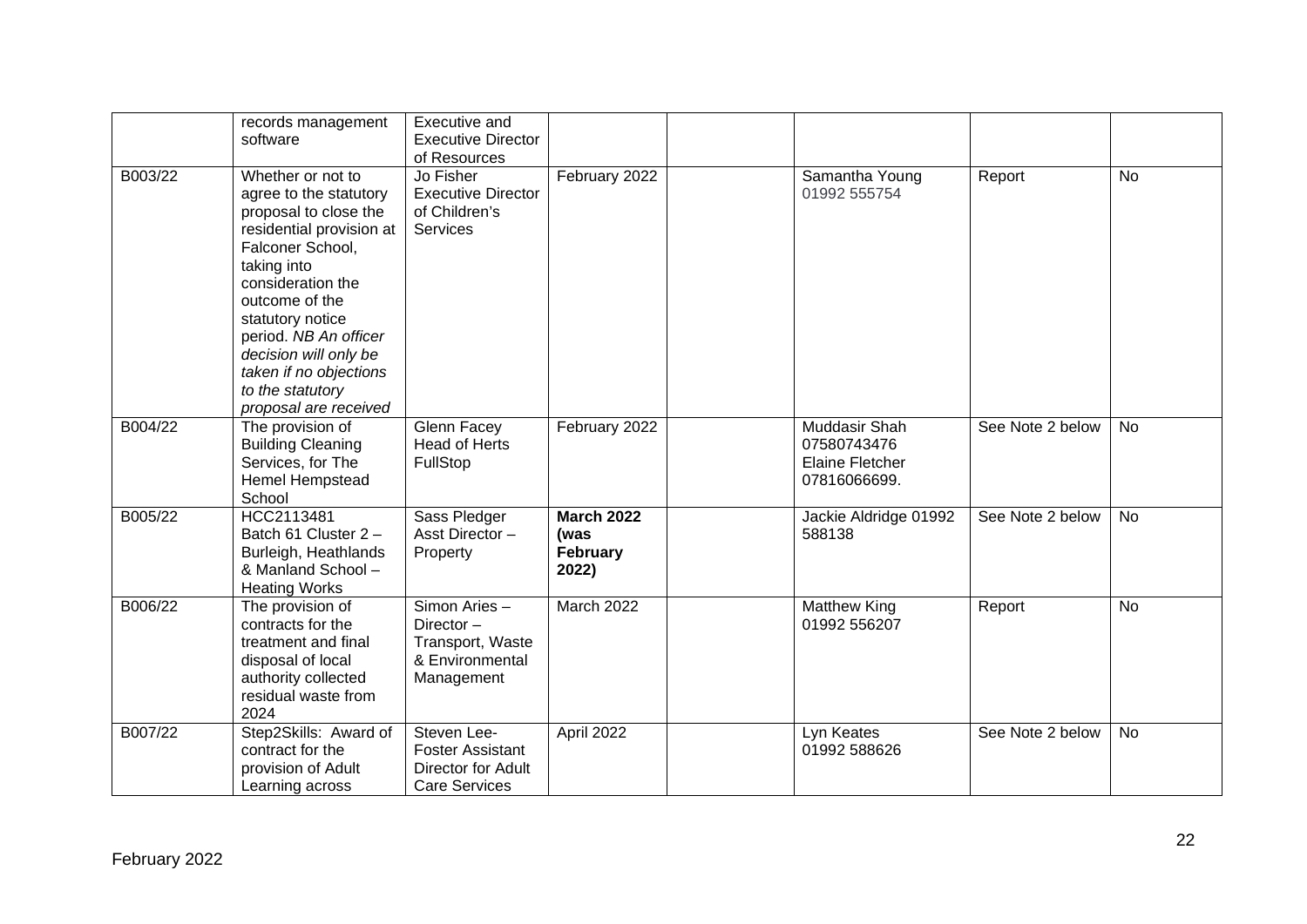| | | | | | | | |
|---|---|---|---|---|---|---|---|
| | records management software | Executive and Executive Director of Resources | | | | | |
| B003/22 | Whether or not to agree to the statutory proposal to close the residential provision at Falconer School, taking into consideration the outcome of the statutory notice period. *NB An officer decision will only be taken if no objections to the statutory proposal are received* | Jo Fisher Executive Director of Children's Services | February 2022 | | Samantha Young 01992 555754 | Report | No |
| B004/22 | The provision of Building Cleaning Services, for The Hemel Hempstead School | Glenn Facey Head of Herts FullStop | February 2022 | | Muddasir Shah 07580743476 Elaine Fletcher 07816066699. | See Note 2 below | No |
| B005/22 | HCC2113481 Batch 61 Cluster 2 – Burleigh, Heathlands & Manland School – Heating Works | Sass Pledger Asst Director – Property | **March 2022 (was February 2022)** | | Jackie Aldridge 01992 588138 | See Note 2 below | No |
| B006/22 | The provision of contracts for the treatment and final disposal of local authority collected residual waste from 2024 | Simon Aries – Director – Transport, Waste & Environmental Management | March 2022 | | Matthew King 01992 556207 | Report | No |
| B007/22 | Step2Skills: Award of contract for the provision of Adult Learning across | Steven Lee-Foster Assistant Director for Adult Care Services | April 2022 | | Lyn Keates 01992 588626 | See Note 2 below | No |

February 2022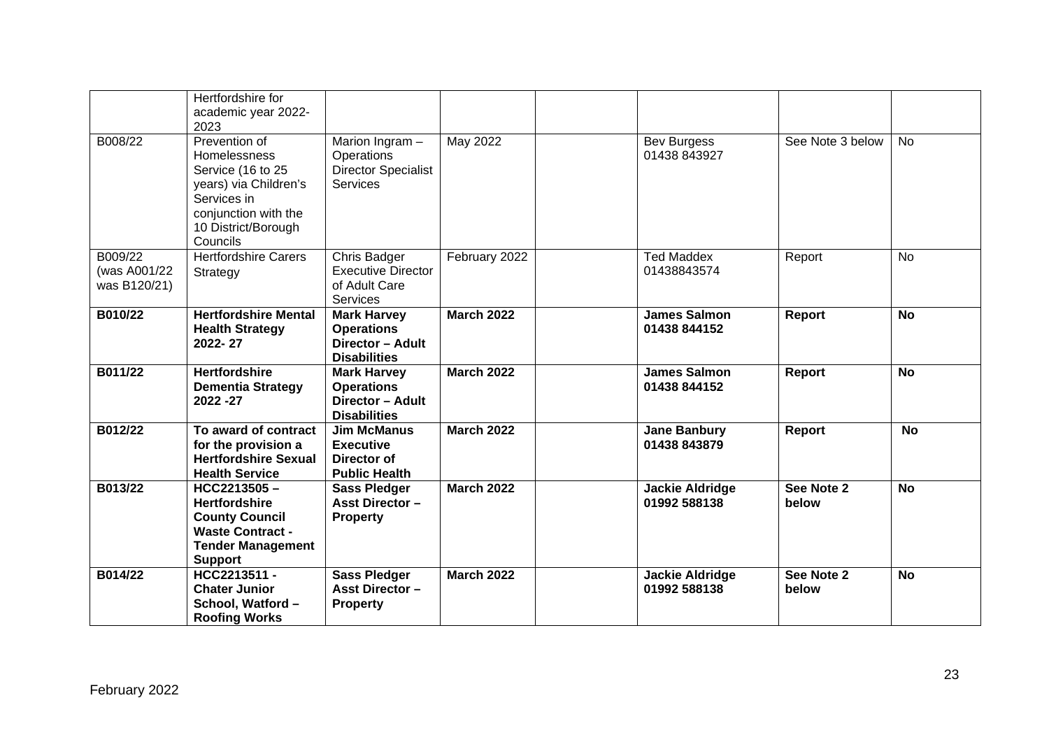| | | | | | | | |
|---|---|---|---|---|---|---|---|
| | Hertfordshire for academic year 2022-2023 | | | | | | |
| B008/22 | Prevention of Homelessness Service (16 to 25 years) via Children's Services in conjunction with the 10 District/Borough Councils | Marion Ingram – Operations Director Specialist Services | May 2022 | | Bev Burgess 01438 843927 | See Note 3 below | No |
| B009/22 (was A001/22 was B120/21) | Hertfordshire Carers Strategy | Chris Badger Executive Director of Adult Care Services | February 2022 | | Ted Maddex 01438843574 | Report | No |
| **B010/22** | **Hertfordshire Mental Health Strategy 2022- 27** | **Mark Harvey Operations Director – Adult Disabilities** | **March 2022** | | **James Salmon 01438 844152** | **Report** | **No** |
| **B011/22** | **Hertfordshire Dementia Strategy 2022 -27** | **Mark Harvey Operations Director – Adult Disabilities** | **March 2022** | | **James Salmon 01438 844152** | **Report** | **No** |
| **B012/22** | **To award of contract for the provision a Hertfordshire Sexual Health Service** | **Jim McManus Executive Director of Public Health** | **March 2022** | | **Jane Banbury 01438 843879** | **Report** | **No** |
| **B013/22** | **HCC2213505 – Hertfordshire County Council Waste Contract - Tender Management Support** | **Sass Pledger Asst Director – Property** | **March 2022** | | **Jackie Aldridge 01992 588138** | **See Note 2 below** | **No** |
| **B014/22** | **HCC2213511 - Chater Junior School, Watford – Roofing Works** | **Sass Pledger Asst Director – Property** | **March 2022** | | **Jackie Aldridge 01992 588138** | **See Note 2 below** | **No** |

February 2022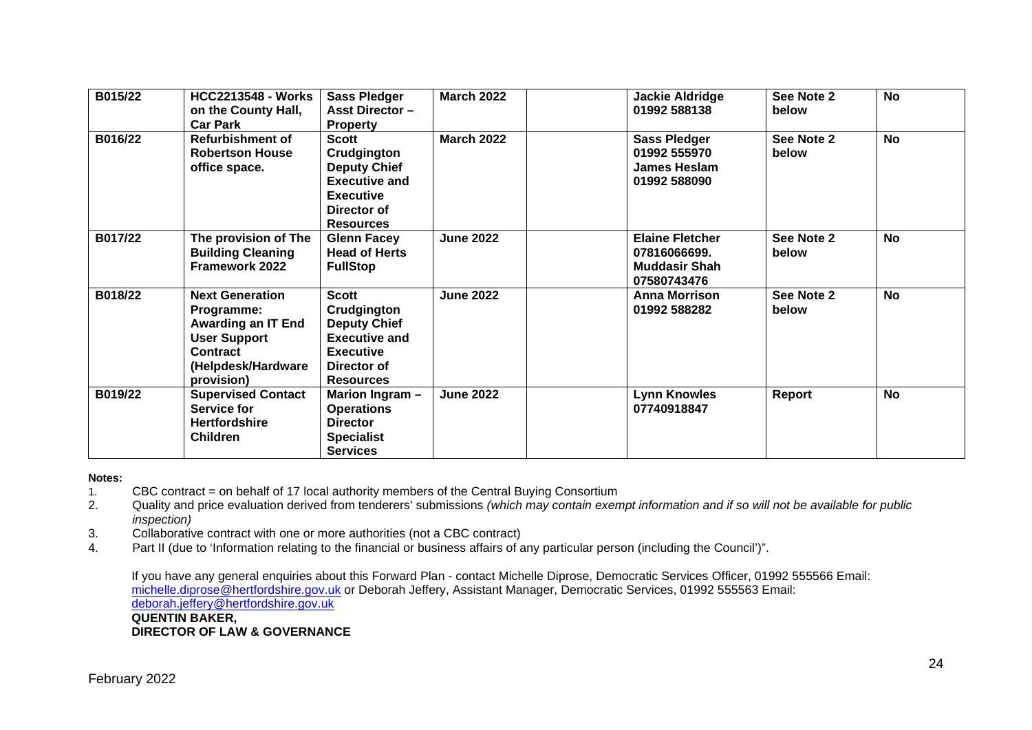| | | | | | | | |
|---|---|---|---|---|---|---|---|
| **B015/22** | **HCC2213548 - Works on the County Hall, Car Park** | **Sass Pledger Asst Director – Property** | **March 2022** | | **Jackie Aldridge 01992 588138** | **See Note 2 below** | **No** |
| **B016/22** | **Refurbishment of Robertson House office space.** | **Scott Crudgington Deputy Chief Executive and Executive Director of Resources** | **March 2022** | | **Sass Pledger 01992 555970 James Heslam 01992 588090** | **See Note 2 below** | **No** |
| **B017/22** | **The provision of The Building Cleaning Framework 2022** | **Glenn Facey Head of Herts FullStop** | **June 2022** | | **Elaine Fletcher 07816066699. Muddasir Shah 07580743476** | **See Note 2 below** | **No** |
| **B018/22** | **Next Generation Programme: Awarding an IT End User Support Contract (Helpdesk/Hardware provision)** | **Scott Crudgington Deputy Chief Executive and Executive Director of Resources** | **June 2022** | | **Anna Morrison 01992 588282** | **See Note 2 below** | **No** |
| **B019/22** | **Supervised Contact Service for Hertfordshire Children** | **Marion Ingram – Operations Director Specialist Services** | **June 2022** | | **Lynn Knowles 07740918847** | **Report** | **No** |

**Notes:**

1. CBC contract = on behalf of 17 local authority members of the Central Buying Consortium
2. Quality and price evaluation derived from tenderers' submissions *(which may contain exempt information and if so will not be available for public inspection)*
3. Collaborative contract with one or more authorities (not a CBC contract)
4. Part II (due to 'Information relating to the financial or business affairs of any particular person (including the Council')".

If you have any general enquiries about this Forward Plan - contact Michelle Diprose, Democratic Services Officer, 01992 555566 Email: michelle.diprose@hertfordshire.gov.uk or Deborah Jeffery, Assistant Manager, Democratic Services, 01992 555563 Email: deborah.jeffery@hertfordshire.gov.uk

**QUENTIN BAKER,**
**DIRECTOR OF LAW & GOVERNANCE**

February 2022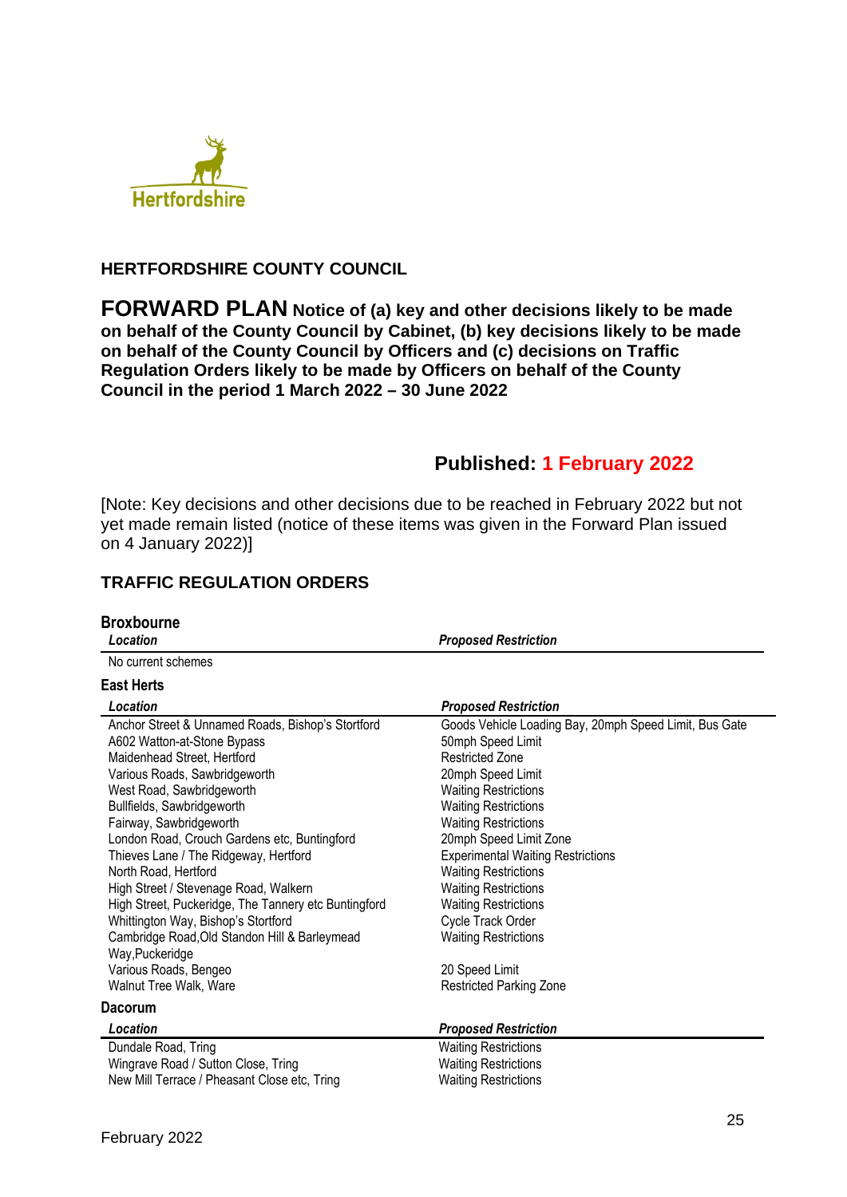Hertfordshire

## HERTFORDSHIRE COUNTY COUNCIL

# FORWARD PLAN **Notice of (a) key and other decisions likely to be made on behalf of the County Council by Cabinet, (b) key decisions likely to be made on behalf of the County Council by Officers and (c) decisions on Traffic Regulation Orders likely to be made by Officers on behalf of the County Council in the period 1 March 2022 – 30 June 2022**

## Published: 1 February 2022

[Note: Key decisions and other decisions due to be reached in February 2022 but not yet made remain listed (notice of these items was given in the Forward Plan issued on 4 January 2022)]

## TRAFFIC REGULATION ORDERS

### Broxbourne

| *Location* | *Proposed Restriction* |
|---|---|
| No current schemes | |

### East Herts

| *Location* | *Proposed Restriction* |
|---|---|
| Anchor Street & Unnamed Roads, Bishop's Stortford | Goods Vehicle Loading Bay, 20mph Speed Limit, Bus Gate |
| A602 Watton-at-Stone Bypass | 50mph Speed Limit |
| Maidenhead Street, Hertford | Restricted Zone |
| Various Roads, Sawbridgeworth | 20mph Speed Limit |
| West Road, Sawbridgeworth | Waiting Restrictions |
| Bullfields, Sawbridgeworth | Waiting Restrictions |
| Fairway, Sawbridgeworth | Waiting Restrictions |
| London Road, Crouch Gardens etc, Buntingford | 20mph Speed Limit Zone |
| Thieves Lane / The Ridgeway, Hertford | Experimental Waiting Restrictions |
| North Road, Hertford | Waiting Restrictions |
| High Street / Stevenage Road, Walkern | Waiting Restrictions |
| High Street, Puckeridge, The Tannery etc Buntingford | Waiting Restrictions |
| Whittington Way, Bishop's Stortford | Cycle Track Order |
| Cambridge Road,Old Standon Hill & Barleymead Way,Puckeridge | Waiting Restrictions |
| Various Roads, Bengeo | 20 Speed Limit |
| Walnut Tree Walk, Ware | Restricted Parking Zone |

### Dacorum

| *Location* | *Proposed Restriction* |
|---|---|
| Dundale Road, Tring | Waiting Restrictions |
| Wingrave Road / Sutton Close, Tring | Waiting Restrictions |
| New Mill Terrace / Pheasant Close etc, Tring | Waiting Restrictions |

February 2022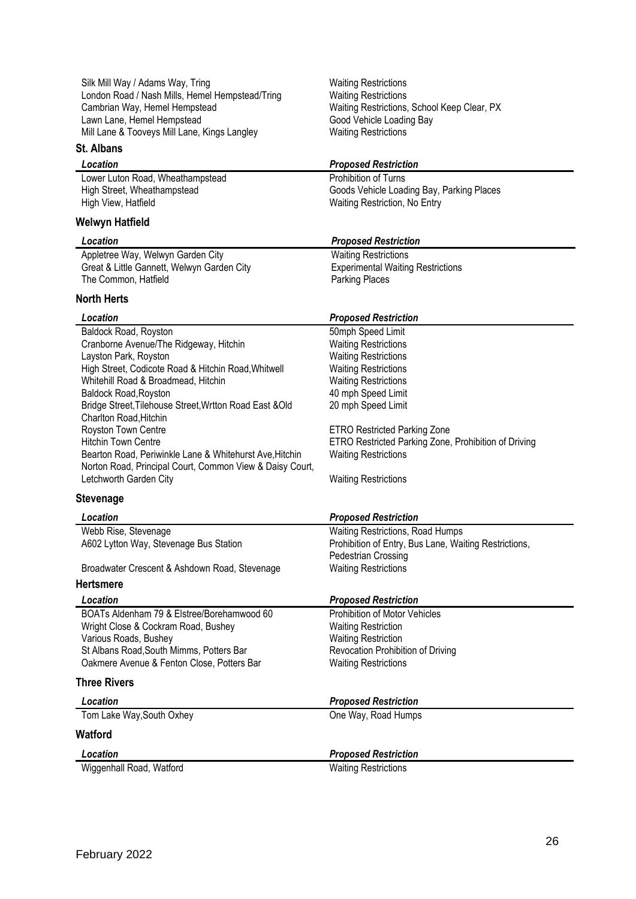| | |
|---|---|
| Silk Mill Way / Adams Way, Tring | Waiting Restrictions |
| London Road / Nash Mills, Hemel Hempstead/Tring | Waiting Restrictions |
| Cambrian Way, Hemel Hempstead | Waiting Restrictions, School Keep Clear, PX |
| Lawn Lane, Hemel Hempstead | Good Vehicle Loading Bay |
| Mill Lane & Tooveys Mill Lane, Kings Langley | Waiting Restrictions |

### St. Albans

| *Location* | *Proposed Restriction* |
|---|---|
| Lower Luton Road, Wheathampstead | Prohibition of Turns |
| High Street, Wheathampstead | Goods Vehicle Loading Bay, Parking Places |
| High View, Hatfield | Waiting Restriction, No Entry |

### Welwyn Hatfield

| *Location* | *Proposed Restriction* |
|---|---|
| Appletree Way, Welwyn Garden City | Waiting Restrictions |
| Great & Little Gannett, Welwyn Garden City | Experimental Waiting Restrictions |
| The Common, Hatfield | Parking Places |

### North Herts

| *Location* | *Proposed Restriction* |
|---|---|
| Baldock Road, Royston | 50mph Speed Limit |
| Cranborne Avenue/The Ridgeway, Hitchin | Waiting Restrictions |
| Layston Park, Royston | Waiting Restrictions |
| High Street, Codicote Road & Hitchin Road,Whitwell | Waiting Restrictions |
| Whitehill Road & Broadmead, Hitchin | Waiting Restrictions |
| Baldock Road,Royston | 40 mph Speed Limit |
| Bridge Street,Tilehouse Street,Wrtton Road East &Old Charlton Road,Hitchin | 20 mph Speed Limit |
| Royston Town Centre | ETRO Restricted Parking Zone |
| Hitchin Town Centre | ETRO Restricted Parking Zone, Prohibition of Driving |
| Bearton Road, Periwinkle Lane & Whitehurst Ave,Hitchin | Waiting Restrictions |
| Norton Road, Principal Court, Common View & Daisy Court, Letchworth Garden City | Waiting Restrictions |

### Stevenage

| *Location* | *Proposed Restriction* |
|---|---|
| Webb Rise, Stevenage | Waiting Restrictions, Road Humps |
| A602 Lytton Way, Stevenage Bus Station | Prohibition of Entry, Bus Lane, Waiting Restrictions, Pedestrian Crossing |
| Broadwater Crescent & Ashdown Road, Stevenage | Waiting Restrictions |

### Hertsmere

| *Location* | *Proposed Restriction* |
|---|---|
| BOATs Aldenham 79 & Elstree/Borehamwood 60 | Prohibition of Motor Vehicles |
| Wright Close & Cockram Road, Bushey | Waiting Restriction |
| Various Roads, Bushey | Waiting Restriction |
| St Albans Road,South Mimms, Potters Bar | Revocation Prohibition of Driving |
| Oakmere Avenue & Fenton Close, Potters Bar | Waiting Restrictions |

### Three Rivers

| *Location* | *Proposed Restriction* |
|---|---|
| Tom Lake Way,South Oxhey | One Way, Road Humps |

### Watford

| *Location* | *Proposed Restriction* |
|---|---|
| Wiggenhall Road, Watford | Waiting Restrictions |

February 2022